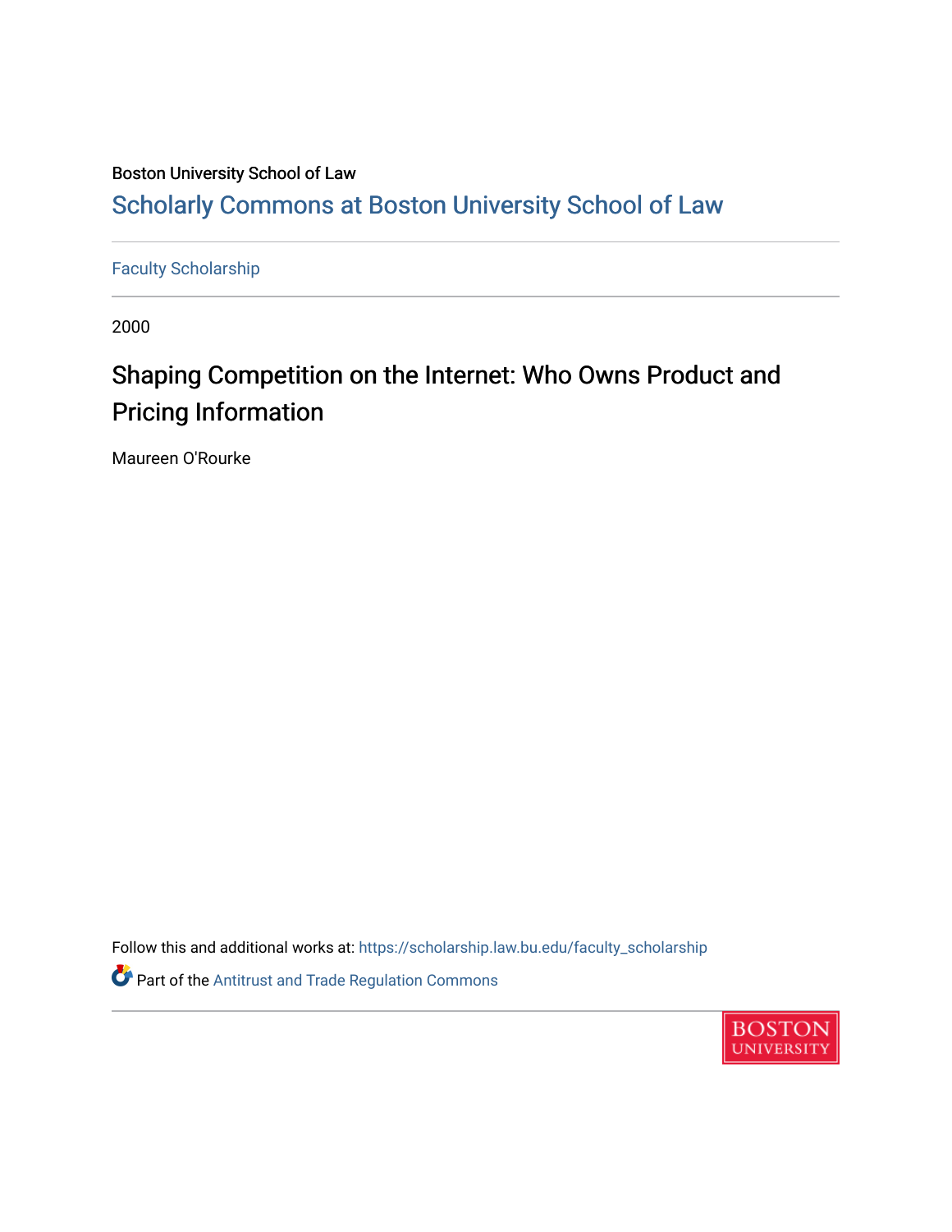Boston University School of Law

# Scholarly Commons at Boston University School of Law

Faculty Scholarship

2000

## Shaping Competition on the Internet: Who Owns Product and Pricing Information

Maureen O'Rourke

Follow this and additional works at: https://scholarship.law.bu.edu/faculty_scholarship

Part of the Antitrust and Trade Regulation Commons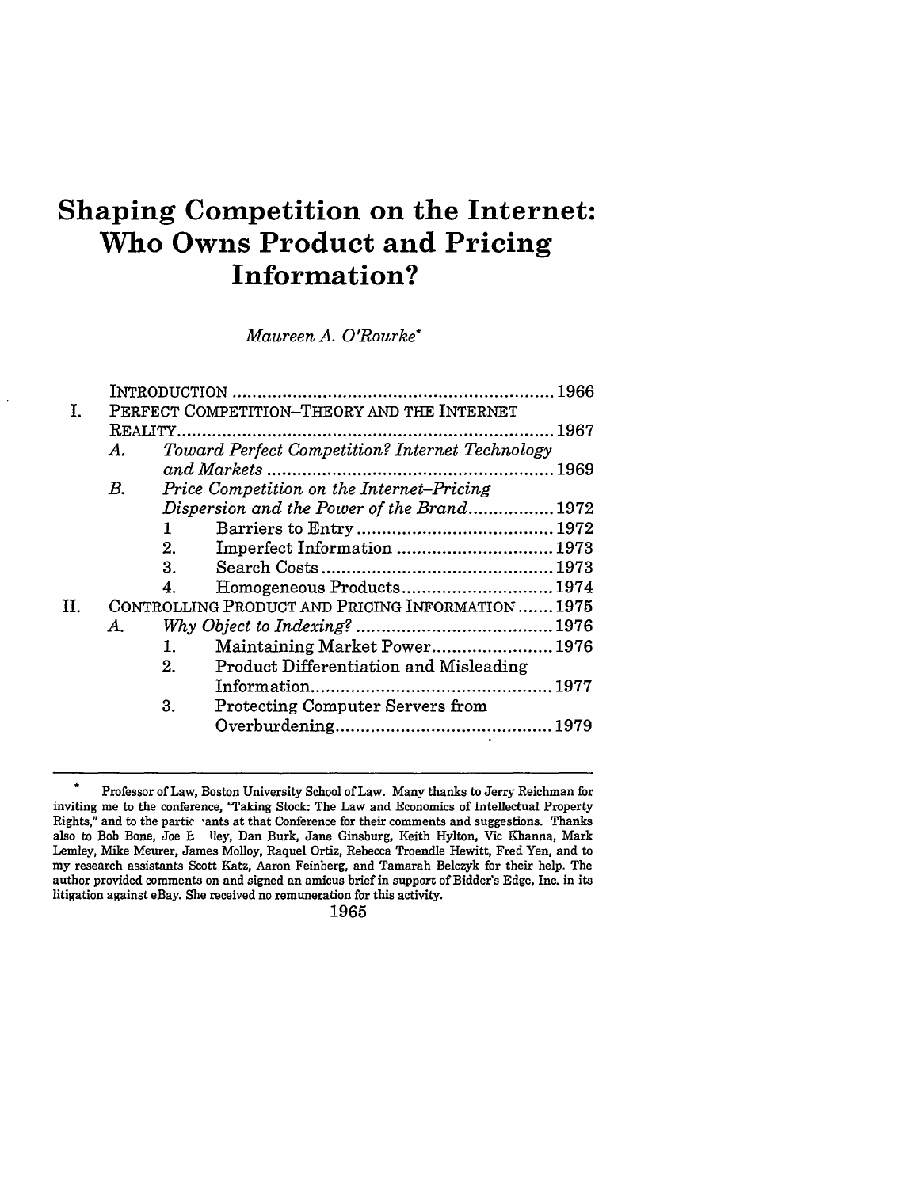# Shaping Competition on the Internet: Who Owns Product and Pricing Information?

*Maureen A. O'Rourke*\*

| | | | | |
|---|---|---|---|---|
| | INTRODUCTION | | | 1966 |
| I. | PERFECT COMPETITION–THEORY AND THE INTERNET REALITY | | | 1967 |
| | *A.* | *Toward Perfect Competition? Internet Technology and Markets* | | 1969 |
| | *B.* | *Price Competition on the Internet–Pricing Dispersion and the Power of the Brand* | | 1972 |
| | | 1 | Barriers to Entry | 1972 |
| | | 2. | Imperfect Information | 1973 |
| | | 3. | Search Costs | 1973 |
| | | 4. | Homogeneous Products | 1974 |
| II. | CONTROLLING PRODUCT AND PRICING INFORMATION | | | 1975 |
| | *A.* | *Why Object to Indexing?* | | 1976 |
| | | 1. | Maintaining Market Power | 1976 |
| | | 2. | Product Differentiation and Misleading Information | 1977 |
| | | 3. | Protecting Computer Servers from Overburdening | 1979 |

\* Professor of Law, Boston University School of Law. Many thanks to Jerry Reichman for inviting me to the conference, "Taking Stock: The Law and Economics of Intellectual Property Rights," and to the partic ants at that Conference for their comments and suggestions. Thanks also to Bob Bone, Joe B lley, Dan Burk, Jane Ginsburg, Keith Hylton, Vic Khanna, Mark Lemley, Mike Meurer, James Molloy, Raquel Ortiz, Rebecca Troendle Hewitt, Fred Yen, and to my research assistants Scott Katz, Aaron Feinberg, and Tamarah Belczyk for their help. The author provided comments on and signed an amicus brief in support of Bidder's Edge, Inc. in its litigation against eBay. She received no remuneration for this activity.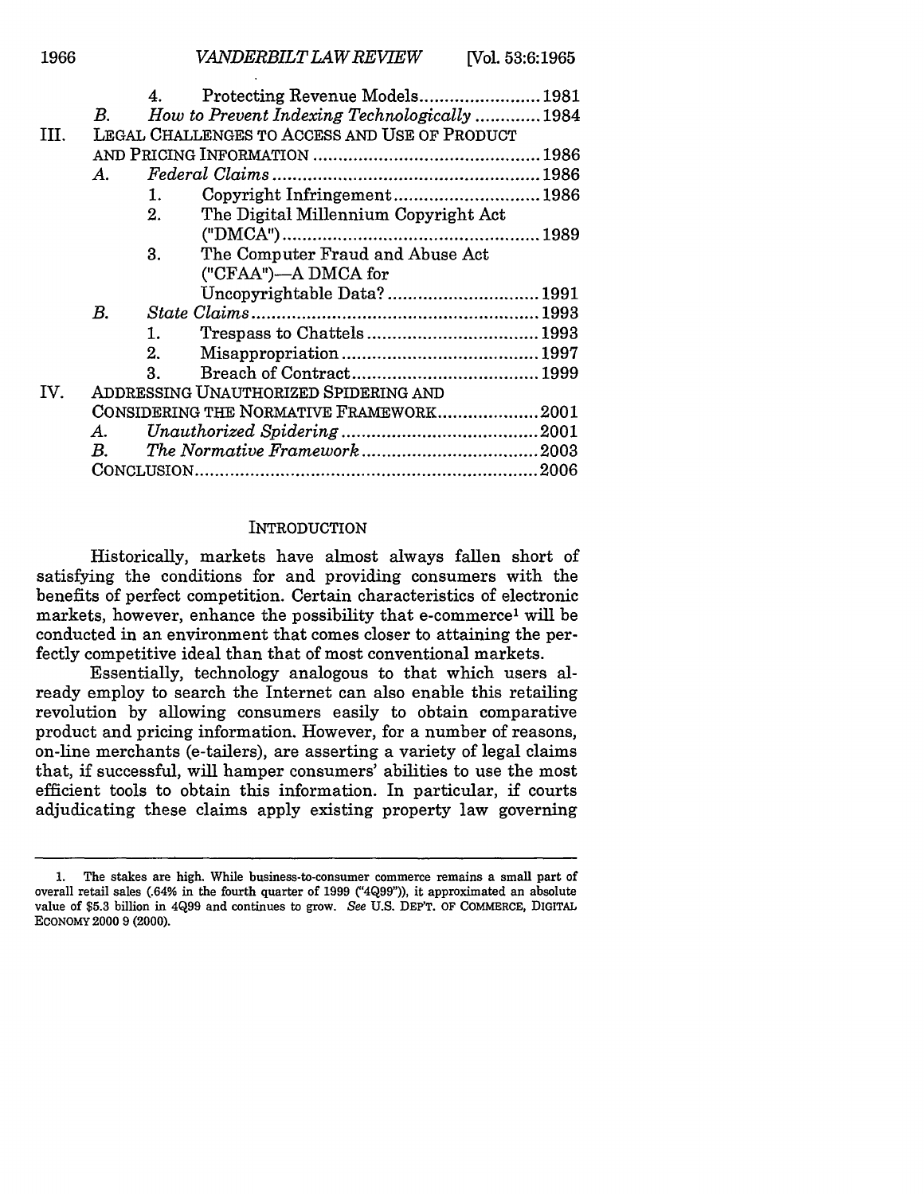4. Protecting Revenue Models........................ 1981

B. *How to Prevent Indexing Technologically* ............ 1984

III. LEGAL CHALLENGES TO ACCESS AND USE OF PRODUCT AND PRICING INFORMATION ............................................ 1986

A. *Federal Claims* .................................................... 1986

1. Copyright Infringement............................ 1986

2. The Digital Millennium Copyright Act ("DMCA") .................................................. 1989

3. The Computer Fraud and Abuse Act ("CFAA")—A DMCA for Uncopyrightable Data? .............................. 1991

B. *State Claims* ........................................................ 1993

1. Trespass to Chattels .................................. 1993

2. Misappropriation ...................................... 1997

3. Breach of Contract..................................... 1999

IV. ADDRESSING UNAUTHORIZED SPIDERING AND CONSIDERING THE NORMATIVE FRAMEWORK.................... 2001

A. *Unauthorized Spidering* ...................................... 2001

B. *The Normative Framework* .................................. 2003

CONCLUSION.................................................................. 2006

## INTRODUCTION

Historically, markets have almost always fallen short of satisfying the conditions for and providing consumers with the benefits of perfect competition. Certain characteristics of electronic markets, however, enhance the possibility that e-commerce[1] will be conducted in an environment that comes closer to attaining the perfectly competitive ideal than that of most conventional markets.

Essentially, technology analogous to that which users already employ to search the Internet can also enable this retailing revolution by allowing consumers easily to obtain comparative product and pricing information. However, for a number of reasons, on-line merchants (e-tailers), are asserting a variety of legal claims that, if successful, will hamper consumers' abilities to use the most efficient tools to obtain this information. In particular, if courts adjudicating these claims apply existing property law governing

---

1. The stakes are high. While business-to-consumer commerce remains a small part of overall retail sales (.64% in the fourth quarter of 1999 ("4Q99")), it approximated an absolute value of $5.3 billion in 4Q99 and continues to grow. *See* U.S. DEP'T. OF COMMERCE, DIGITAL ECONOMY 2000 9 (2000).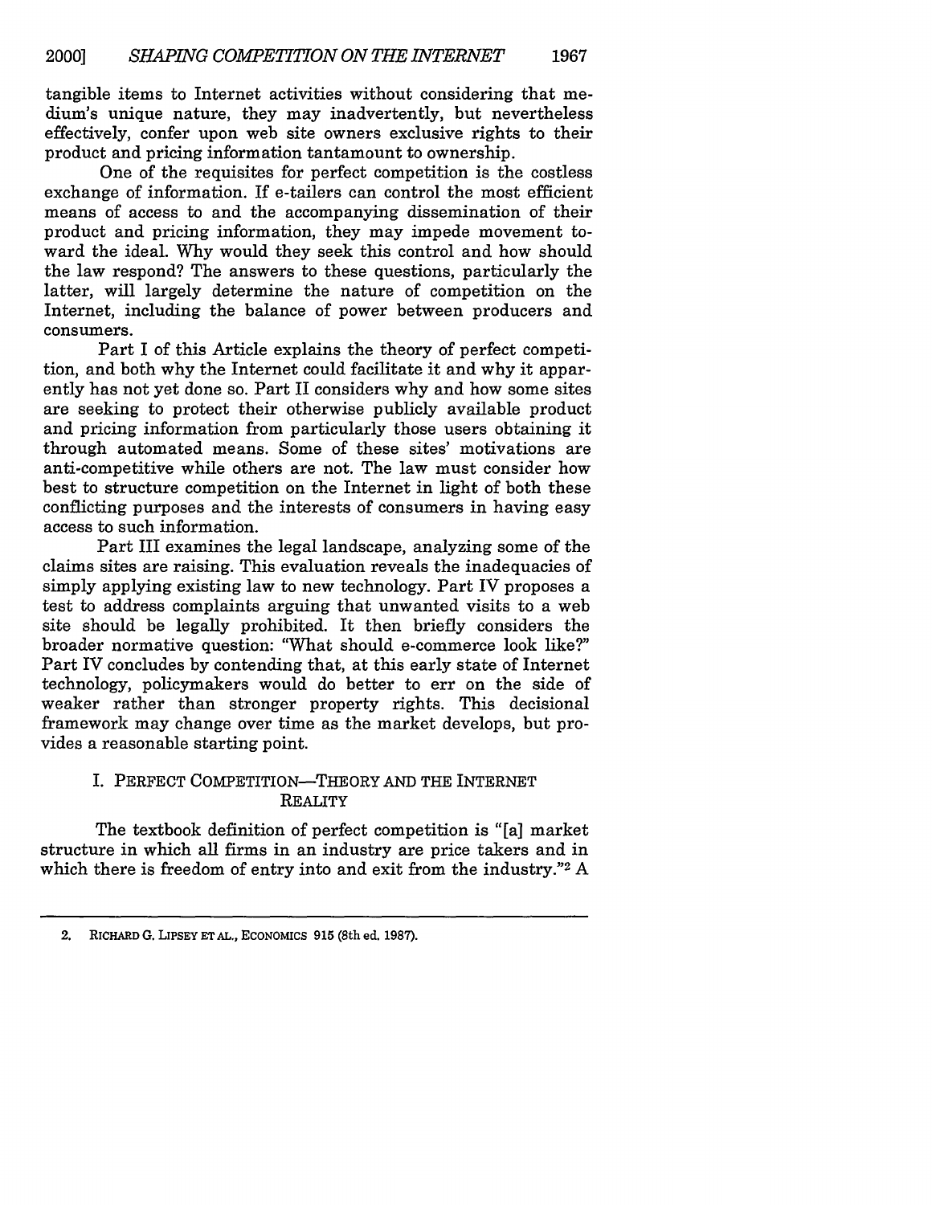tangible items to Internet activities without considering that medium's unique nature, they may inadvertently, but nevertheless effectively, confer upon web site owners exclusive rights to their product and pricing information tantamount to ownership.

One of the requisites for perfect competition is the costless exchange of information. If e-tailers can control the most efficient means of access to and the accompanying dissemination of their product and pricing information, they may impede movement toward the ideal. Why would they seek this control and how should the law respond? The answers to these questions, particularly the latter, will largely determine the nature of competition on the Internet, including the balance of power between producers and consumers.

Part I of this Article explains the theory of perfect competition, and both why the Internet could facilitate it and why it apparently has not yet done so. Part II considers why and how some sites are seeking to protect their otherwise publicly available product and pricing information from particularly those users obtaining it through automated means. Some of these sites' motivations are anti-competitive while others are not. The law must consider how best to structure competition on the Internet in light of both these conflicting purposes and the interests of consumers in having easy access to such information.

Part III examines the legal landscape, analyzing some of the claims sites are raising. This evaluation reveals the inadequacies of simply applying existing law to new technology. Part IV proposes a test to address complaints arguing that unwanted visits to a web site should be legally prohibited. It then briefly considers the broader normative question: "What should e-commerce look like?" Part IV concludes by contending that, at this early state of Internet technology, policymakers would do better to err on the side of weaker rather than stronger property rights. This decisional framework may change over time as the market develops, but provides a reasonable starting point.

## I. PERFECT COMPETITION—THEORY AND THE INTERNET REALITY

The textbook definition of perfect competition is "[a] market structure in which all firms in an industry are price takers and in which there is freedom of entry into and exit from the industry."[2] A

---

2. RICHARD G. LIPSEY ET AL., ECONOMICS 915 (8th ed. 1987).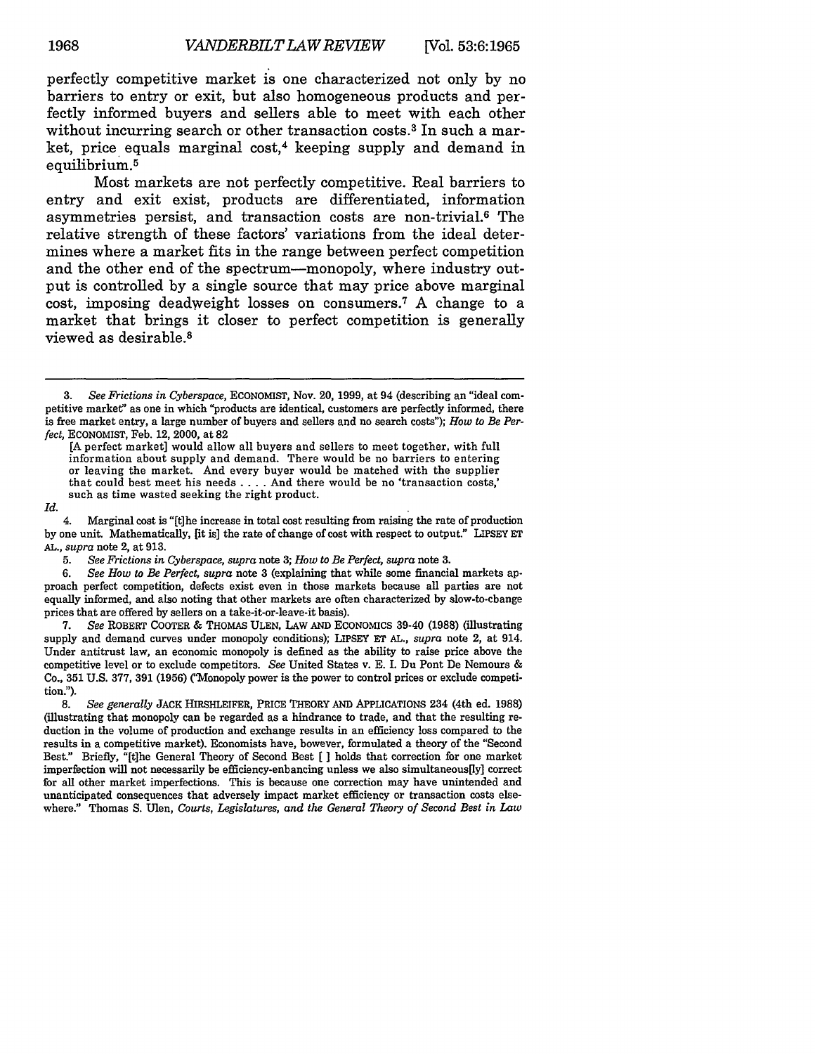perfectly competitive market is one characterized not only by no barriers to entry or exit, but also homogeneous products and perfectly informed buyers and sellers able to meet with each other without incurring search or other transaction costs.[3] In such a market, price equals marginal cost,[4] keeping supply and demand in equilibrium.[5]

Most markets are not perfectly competitive. Real barriers to entry and exit exist, products are differentiated, information asymmetries persist, and transaction costs are non-trivial.[6] The relative strength of these factors' variations from the ideal determines where a market fits in the range between perfect competition and the other end of the spectrum—monopoly, where industry output is controlled by a single source that may price above marginal cost, imposing deadweight losses on consumers.[7] A change to a market that brings it closer to perfect competition is generally viewed as desirable.[8]

---

3. *See Frictions in Cyberspace*, ECONOMIST, Nov. 20, 1999, at 94 (describing an "ideal competitive market" as one in which "products are identical, customers are perfectly informed, there is free market entry, a large number of buyers and sellers and no search costs"); *How to Be Perfect*, ECONOMIST, Feb. 12, 2000, at 82

> [A perfect market] would allow all buyers and sellers to meet together, with full information about supply and demand. There would be no barriers to entering or leaving the market. And every buyer would be matched with the supplier that could best meet his needs . . . . And there would be no 'transaction costs,' such as time wasted seeking the right product.

*Id.*

4. Marginal cost is "[t]he increase in total cost resulting from raising the rate of production by one unit. Mathematically, [it is] the rate of change of cost with respect to output." LIPSEY ET AL., *supra* note 2, at 913.

5. *See Frictions in Cyberspace*, *supra* note 3; *How to Be Perfect*, *supra* note 3.

6. *See How to Be Perfect*, *supra* note 3 (explaining that while some financial markets approach perfect competition, defects exist even in those markets because all parties are not equally informed, and also noting that other markets are often characterized by slow-to-change prices that are offered by sellers on a take-it-or-leave-it basis).

7. *See* ROBERT COOTER & THOMAS ULEN, LAW AND ECONOMICS 39-40 (1988) (illustrating supply and demand curves under monopoly conditions); LIPSEY ET AL., *supra* note 2, at 914. Under antitrust law, an economic monopoly is defined as the ability to raise price above the competitive level or to exclude competitors. *See* United States v. E. I. Du Pont De Nemours & Co., 351 U.S. 377, 391 (1956) ("Monopoly power is the power to control prices or exclude competition.").

8. *See generally* JACK HIRSHLEIFER, PRICE THEORY AND APPLICATIONS 234 (4th ed. 1988) (illustrating that monopoly can be regarded as a hindrance to trade, and that the resulting reduction in the volume of production and exchange results in an efficiency loss compared to the results in a competitive market). Economists have, however, formulated a theory of the "Second Best." Briefly, "[t]he General Theory of Second Best [ ] holds that correction for one market imperfection will not necessarily be efficiency-enhancing unless we also simultaneous[ly] correct for all other market imperfections. This is because one correction may have unintended and unanticipated consequences that adversely impact market efficiency or transaction costs elsewhere." Thomas S. Ulen, *Courts, Legislatures, and the General Theory of Second Best in Law*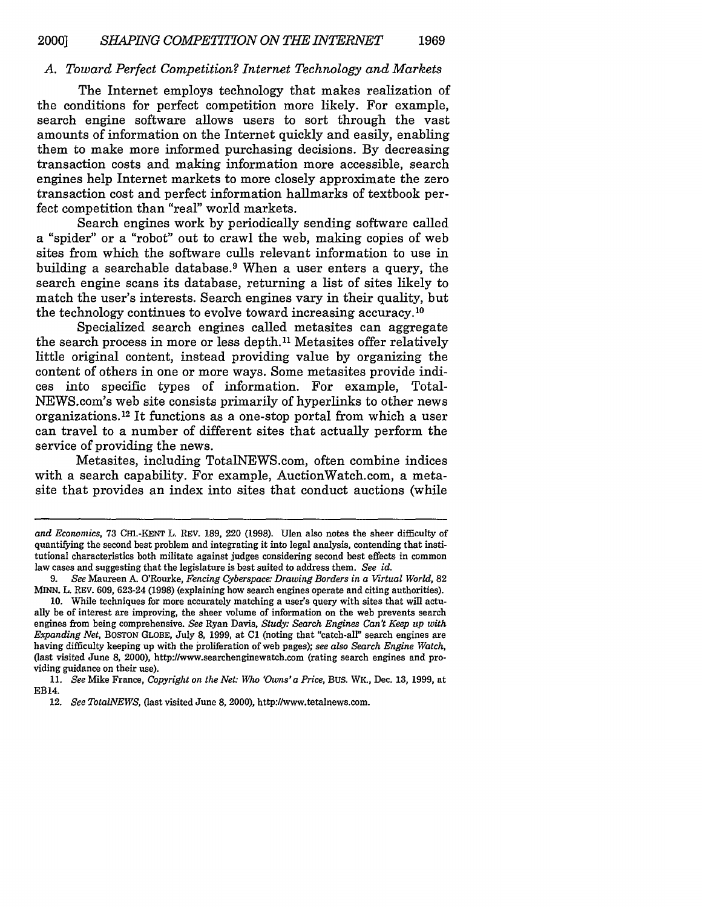### A. Toward Perfect Competition? Internet Technology and Markets

The Internet employs technology that makes realization of the conditions for perfect competition more likely. For example, search engine software allows users to sort through the vast amounts of information on the Internet quickly and easily, enabling them to make more informed purchasing decisions. By decreasing transaction costs and making information more accessible, search engines help Internet markets to more closely approximate the zero transaction cost and perfect information hallmarks of textbook perfect competition than "real" world markets.

Search engines work by periodically sending software called a "spider" or a "robot" out to crawl the web, making copies of web sites from which the software culls relevant information to use in building a searchable database.[9] When a user enters a query, the search engine scans its database, returning a list of sites likely to match the user's interests. Search engines vary in their quality, but the technology continues to evolve toward increasing accuracy.[10]

Specialized search engines called metasites can aggregate the search process in more or less depth.[11] Metasites offer relatively little original content, instead providing value by organizing the content of others in one or more ways. Some metasites provide indices into specific types of information. For example, TotalNEWS.com's web site consists primarily of hyperlinks to other news organizations.[12] It functions as a one-stop portal from which a user can travel to a number of different sites that actually perform the service of providing the news.

Metasites, including TotalNEWS.com, often combine indices with a search capability. For example, AuctionWatch.com, a metasite that provides an index into sites that conduct auctions (while

---

*and Economics*, 73 CHI.-KENT L. REV. 189, 220 (1998). Ulen also notes the sheer difficulty of quantifying the second best problem and integrating it into legal analysis, contending that institutional characteristics both militate against judges considering second best effects in common law cases and suggesting that the legislature is best suited to address them. *See id.*

9. *See* Maureen A. O'Rourke, *Fencing Cyberspace: Drawing Borders in a Virtual World*, 82 MINN. L. REV. 609, 623-24 (1998) (explaining how search engines operate and citing authorities).

10. While techniques for more accurately matching a user's query with sites that will actually be of interest are improving, the sheer volume of information on the web prevents search engines from being comprehensive. *See* Ryan Davis, *Study: Search Engines Can't Keep up with Expanding Net*, BOSTON GLOBE, July 8, 1999, at C1 (noting that "catch-all" search engines are having difficulty keeping up with the proliferation of web pages); *see also Search Engine Watch*, (last visited June 8, 2000), http://www.searchenginewatch.com (rating search engines and providing guidance on their use).

11. *See* Mike France, *Copyright on the Net: Who 'Owns' a Price*, BUS. WK., Dec. 13, 1999, at EB14.

12. *See TotalNEWS*, (last visited June 8, 2000), http://www.tetalnews.com.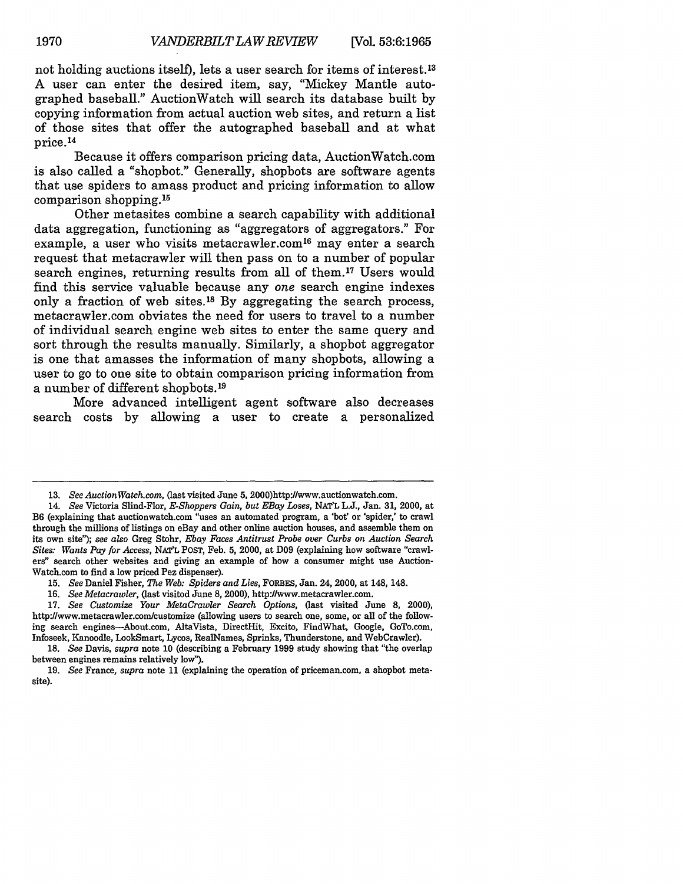not holding auctions itself), lets a user search for items of interest.[13] A user can enter the desired item, say, "Mickey Mantle autographed baseball." AuctionWatch will search its database built by copying information from actual auction web sites, and return a list of those sites that offer the autographed baseball and at what price.[14]

Because it offers comparison pricing data, AuctionWatch.com is also called a "shopbot." Generally, shopbots are software agents that use spiders to amass product and pricing information to allow comparison shopping.[15]

Other metasites combine a search capability with additional data aggregation, functioning as "aggregators of aggregators." For example, a user who visits metacrawler.com[16] may enter a search request that metacrawler will then pass on to a number of popular search engines, returning results from all of them.[17] Users would find this service valuable because any *one* search engine indexes only a fraction of web sites.[18] By aggregating the search process, metacrawler.com obviates the need for users to travel to a number of individual search engine web sites to enter the same query and sort through the results manually. Similarly, a shopbot aggregator is one that amasses the information of many shopbots, allowing a user to go to one site to obtain comparison pricing information from a number of different shopbots.[19]

More advanced intelligent agent software also decreases search costs by allowing a user to create a personalized

---

13. *See AuctionWatch.com*, (last visited June 5, 2000)http://www.auctionwatch.com.

14. *See* Victoria Slind-Flor, *E-Shoppers Gain, but EBay Loses*, NAT'L L.J., Jan. 31, 2000, at B6 (explaining that auctionwatch.com "uses an automated program, a 'bot' or 'spider,' to crawl through the millions of listings on eBay and other online auction houses, and assemble them on its own site"); *see also* Greg Stohr, *Ebay Faces Antitrust Probe over Curbs on Auction Search Sites: Wants Pay for Access*, NAT'L POST, Feb. 5, 2000, at D09 (explaining how software "crawlers" search other websites and giving an example of how a consumer might use AuctionWatch.com to find a low priced Pez dispenser).

15. *See* Daniel Fisher, *The Web: Spiders and Lies*, FORBES, Jan. 24, 2000, at 148, 148.

16. *See Metacrawler*, (last visitod June 8, 2000), http://www.metacrawler.com.

17. *See Customize Your MetaCrawler Search Options*, (last visited June 8, 2000), http://www.metacrawler.com/customize (allowing users to search one, some, or all of the following search engines—About.com, AltaVista, DirectHit, Excito, FindWhat, Google, GoTo.com, Infoseek, Kanoodle, LookSmart, Lycos, RealNames, Sprinks, Thunderstone, and WebCrawler).

18. *See* Davis, *supra* note 10 (describing a February 1999 study showing that "the overlap between engines remains relatively low").

19. *See* France, *supra* note 11 (explaining the operation of priceman.com, a shopbot metasite).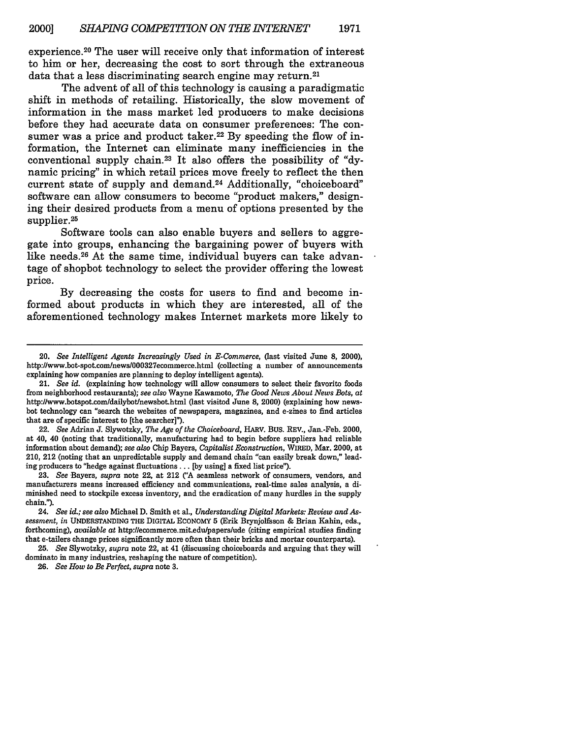experience.[20] The user will receive only that information of interest to him or her, decreasing the cost to sort through the extraneous data that a less discriminating search engine may return.[21]

The advent of all of this technology is causing a paradigmatic shift in methods of retailing. Historically, the slow movement of information in the mass market led producers to make decisions before they had accurate data on consumer preferences: The consumer was a price and product taker.[22] By speeding the flow of information, the Internet can eliminate many inefficiencies in the conventional supply chain.[23] It also offers the possibility of "dynamic pricing" in which retail prices move freely to reflect the then current state of supply and demand.[24] Additionally, "choiceboard" software can allow consumers to become "product makers," designing their desired products from a menu of options presented by the supplier.[25]

Software tools can also enable buyers and sellers to aggregate into groups, enhancing the bargaining power of buyers with like needs.[26] At the same time, individual buyers can take advantage of shopbot technology to select the provider offering the lowest price.

By decreasing the costs for users to find and become informed about products in which they are interested, all of the aforementioned technology makes Internet markets more likely to

---

20. *See Intelligent Agents Increasingly Used in E-Commerce*, (last visited June 8, 2000), http://www.bot-spot.com/news/000327ecommerce.html (collecting a number of announcements explaining how companies are planning to deploy intelligent agents).

21. *See id.* (explaining how technology will allow consumers to select their favorite foods from neighborhood restaurants); *see also* Wayne Kawamoto, *The Good News About News Bots, at* http://www.botspot.com/dailybot/newsbot.html (last visitod June 8, 2000) (explaining how newsbot technology can "search the websites of newspapers, magazines, and e-zines to find articles that are of specific interest to [the searcher]").

22. *See* Adrian J. Slywotzky, *The Age of the Choiceboard*, HARV. BUS. REV., Jan.-Feb. 2000, at 40, 40 (noting that traditionally, manufacturing had to begin before suppliers had reliable information about demand); *see also* Chip Bayers, *Capitalist Econstruction*, WIRED, Mar. 2000, at 210, 212 (noting that an unpredictable supply and demand chain "can easily break down," leading producers to "hedge against fluctuations . . . [by using] a fixed list price").

23. *See* Bayers, *supra* note 22, at 212 ("A seamless network of consumers, vendors, and manufacturers means increased efficiency and communications, real-time sales analysis, a diminished need to stockpile excess inventory, and the eradication of many hurdles in the supply chain.").

24. *See id.*; *see also* Michael D. Smith et al., *Understanding Digital Markets: Review and Assessment, in* UNDERSTANDING THE DIGITAL ECONOMY 5 (Erik Brynjolfsson & Brian Kahin, eds., forthcoming), *available at* http://ecommerce.mit.edu/papers/ude (citing empirical studies finding that e-tailers change prices significantly more often than their bricks and mortar counterparts).

25. *See* Slywotzky, *supra* note 22, at 41 (discussing choiceboards and arguing that they will dominate in many industries, reshaping the nature of competition).

26. *See How to Be Perfect, supra* note 3.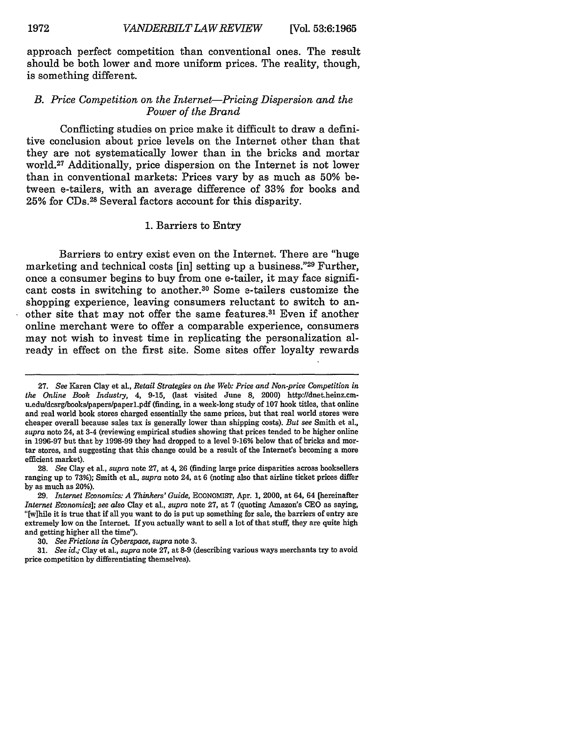approach perfect competition than conventional ones. The result should be both lower and more uniform prices. The reality, though, is something different.

### *B. Price Competition on the Internet—Pricing Dispersion and the Power of the Brand*

Conflicting studies on price make it difficult to draw a definitive conclusion about price levels on the Internet other than that they are not systematically lower than in the bricks and mortar world.[27] Additionally, price dispersion on the Internet is not lower than in conventional markets: Prices vary by as much as 50% between e-tailers, with an average difference of 33% for books and 25% for CDs.[28] Several factors account for this disparity.

#### 1. Barriers to Entry

Barriers to entry exist even on the Internet. There are "huge marketing and technical costs [in] setting up a business."[29] Further, once a consumer begins to buy from one e-tailer, it may face significant costs in switching to another.[30] Some e-tailers customize the shopping experience, leaving consumers reluctant to switch to another site that may not offer the same features.[31] Even if another online merchant were to offer a comparable experience, consumers may not wish to invest time in replicating the personalization already in effect on the first site. Some sites offer loyalty rewards

---

27. *See* Karen Clay et al., *Retail Strategies on the Web: Price and Non-price Competition in the Online Book Industry*, 4, 9-15, (last visited June 8, 2000) http://dnet.heinz.cmu.edu/dcsrg/books/papers/paper1.pdf (finding, in a week-long study of 107 hook titles, that online and real world book stores charged essentially the same prices, but that real world stores were cheaper overall because sales tax is generally lower than shipping costs). *But see* Smith et al., *supra* noto 24, at 3-4 (reviewing empirical studies showing that prices tended to be higher online in 1996-97 but that by 1998-99 they had dropped to a level 9-16% below that of bricks and mortar stores, and suggesting that this change could be a result of the Internet's becoming a more efficient market).

28. *See* Clay et al., *supra* note 27, at 4, 26 (finding large price disparities across booksellers ranging up to 73%); Smith et al., *supra* noto 24, at 6 (noting also that airline ticket prices differ by as much as 20%).

29. *Internet Economics: A Thinkers' Guide*, ECONOMIST, Apr. 1, 2000, at 64, 64 [hereinafter *Internet Economics*]; *see also* Clay et al., *supra* note 27, at 7 (quoting Amazon's CEO as saying, "[w]hile it is true that if all you want to do is put up something for sale, the barriers of entry are extremely low on the Internet. If you actually want to sell a lot of that stuff, they are quite high and getting higher all the time").

30. *See Frictions in Cyberspace*, *supra* note 3.

31. *See id.*; Clay et al., *supra* note 27, at 8-9 (describing various ways merchants try to avoid price competition by differentiating themselves).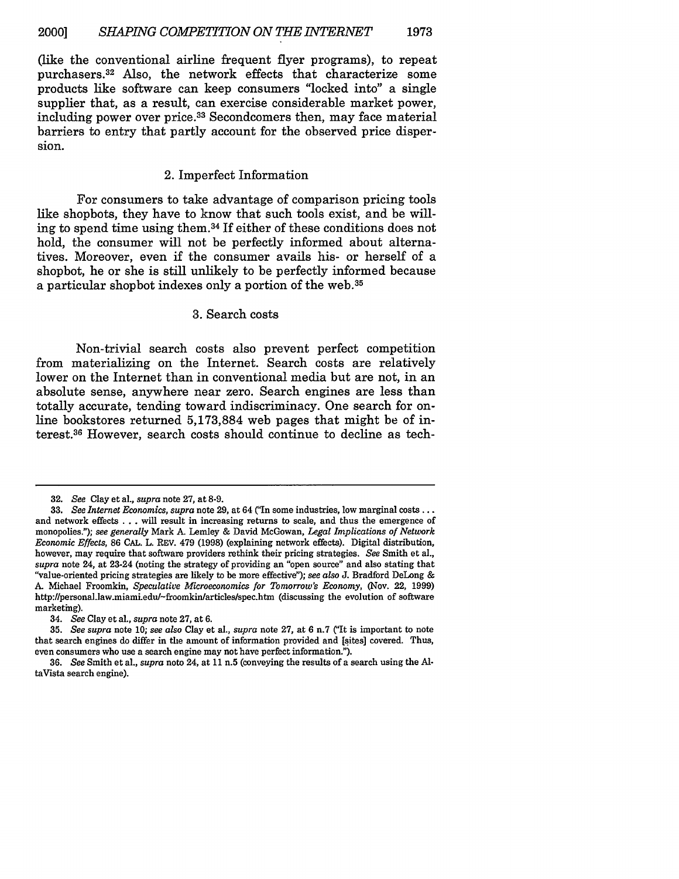(like the conventional airline frequent flyer programs), to repeat purchasers.[32] Also, the network effects that characterize some products like software can keep consumers "locked into" a single supplier that, as a result, can exercise considerable market power, including power over price.[33] Secondcomers then, may face material barriers to entry that partly account for the observed price dispersion.

### 2. Imperfect Information

For consumers to take advantage of comparison pricing tools like shopbots, they have to know that such tools exist, and be willing to spend time using them.[34] If either of these conditions does not hold, the consumer will not be perfectly informed about alternatives. Moreover, even if the consumer avails his- or herself of a shopbot, he or she is still unlikely to be perfectly informed because a particular shopbot indexes only a portion of the web.[35]

### 3. Search costs

Non-trivial search costs also prevent perfect competition from materializing on the Internet. Search costs are relatively lower on the Internet than in conventional media but are not, in an absolute sense, anywhere near zero. Search engines are less than totally accurate, tending toward indiscriminacy. One search for online bookstores returned 5,173,884 web pages that might be of interest.[36] However, search costs should continue to decline as tech-

---

32. *See* Clay et al., *supra* note 27, at 8-9.

33. *See Internet Economics*, *supra* note 29, at 64 ("In some industries, low marginal costs . . . and network effects . . . will result in increasing returns to scale, and thus the emergence of monopolies."); *see generally* Mark A. Lemley & David McGowan, *Legal Implications of Network Economic Effects*, 86 CAL. L. REV. 479 (1998) (explaining network effects). Digital distribution, however, may require that software providers rethink their pricing strategies. *See* Smith et al., *supra* note 24, at 23-24 (noting the strategy of providing an "open source" and also stating that "value-oriented pricing strategies are likely to be more effective"); *see also* J. Bradford DeLong & A. Michael Froomkin, *Speculative Microeconomics for Tomorrow's Economy*, (Nov. 22, 1999) http://personal.law.miami.edu/~froomkin/articles/spec.htm (discussing the evolution of software marketing).

34. *See* Clay et al., *supra* note 27, at 6.

35. *See supra* note 10; *see also* Clay et al., *supra* note 27, at 6 n.7 ("It is important to note that search engines do differ in the amount of information provided and [sites] covered. Thus, even consumers who use a search engine may not have perfect information.").

36. *See* Smith et al., *supra* noto 24, at 11 n.5 (conveying the results of a search using the AltaVista search engine).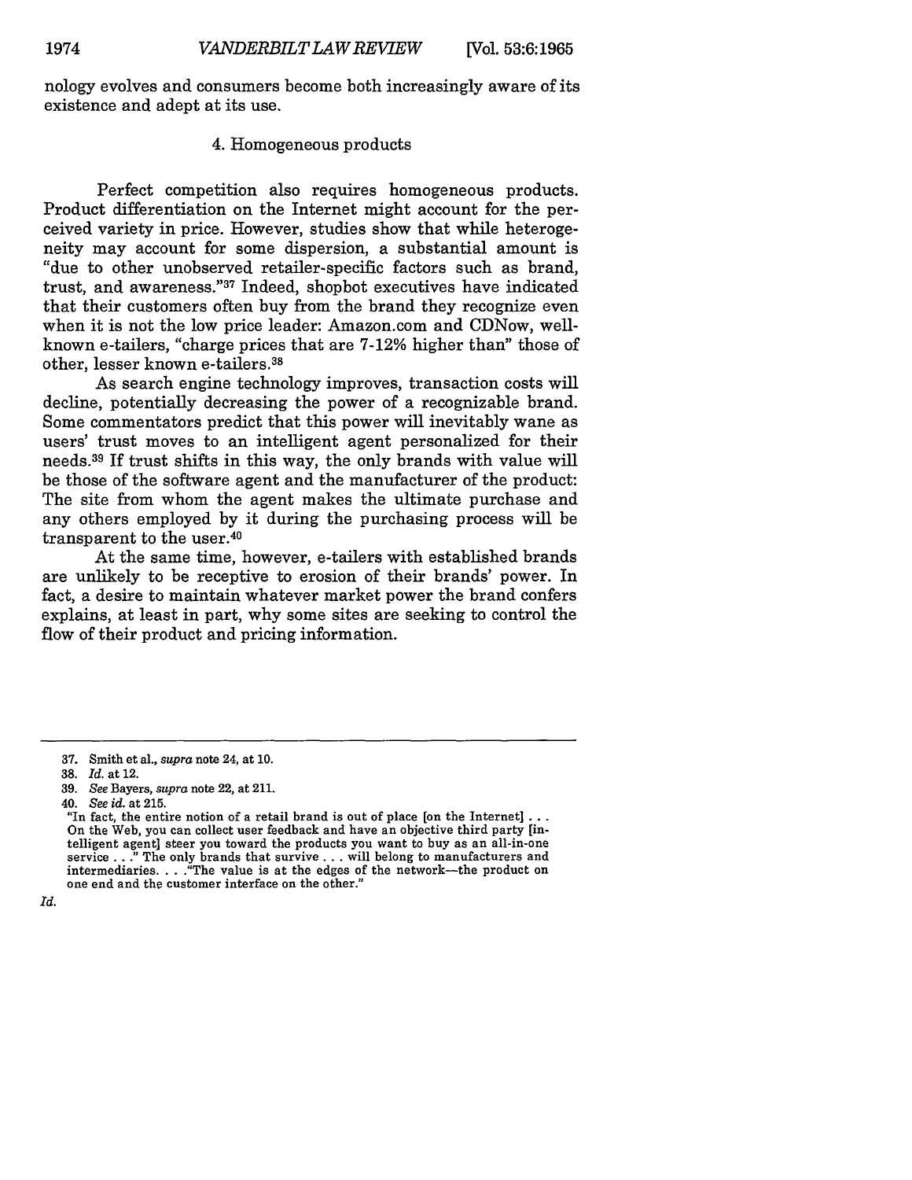nology evolves and consumers become both increasingly aware of its existence and adept at its use.

### 4. Homogeneous products

Perfect competition also requires homogeneous products. Product differentiation on the Internet might account for the perceived variety in price. However, studies show that while heterogeneity may account for some dispersion, a substantial amount is "due to other unobserved retailer-specific factors such as brand, trust, and awareness."[37] Indeed, shopbot executives have indicated that their customers often buy from the brand they recognize even when it is not the low price leader: Amazon.com and CDNow, well-known e-tailers, "charge prices that are 7-12% higher than" those of other, lesser known e-tailers.[38]

As search engine technology improves, transaction costs will decline, potentially decreasing the power of a recognizable brand. Some commentators predict that this power will inevitably wane as users' trust moves to an intelligent agent personalized for their needs.[39] If trust shifts in this way, the only brands with value will be those of the software agent and the manufacturer of the product: The site from whom the agent makes the ultimate purchase and any others employed by it during the purchasing process will be transparent to the user.[40]

At the same time, however, e-tailers with established brands are unlikely to be receptive to erosion of their brands' power. In fact, a desire to maintain whatever market power the brand confers explains, at least in part, why some sites are seeking to control the flow of their product and pricing information.

---

37. Smith et al., *supra* note 24, at 10.

38. *Id.* at 12.

39. *See* Bayers, *supra* note 22, at 211.

40. *See id.* at 215.

"In fact, the entire notion of a retail brand is out of place [on the Internet] . . . On the Web, you can collect user feedback and have an objective third party [intelligent agent] steer you toward the products you want to buy as an all-in-one service . . ." The only brands that survive . . . will belong to manufacturers and intermediaries. . . . "The value is at the edges of the network—the product on one end and the customer interface on the other."

*Id.*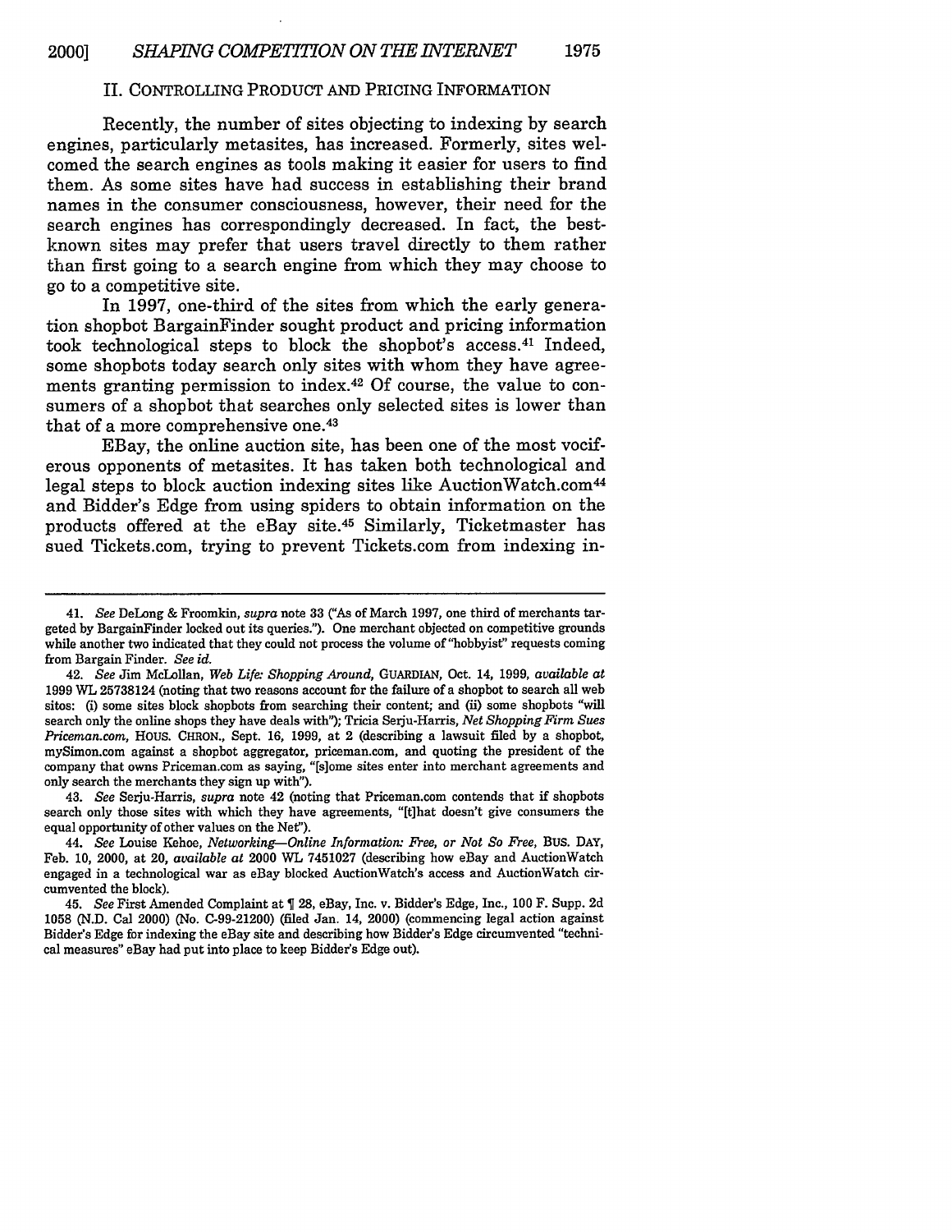## II. CONTROLLING PRODUCT AND PRICING INFORMATION

Recently, the number of sites objecting to indexing by search engines, particularly metasites, has increased. Formerly, sites welcomed the search engines as tools making it easier for users to find them. As some sites have had success in establishing their brand names in the consumer consciousness, however, their need for the search engines has correspondingly decreased. In fact, the best-known sites may prefer that users travel directly to them rather than first going to a search engine from which they may choose to go to a competitive site.

In 1997, one-third of the sites from which the early generation shopbot BargainFinder sought product and pricing information took technological steps to block the shopbot's access.[41] Indeed, some shopbots today search only sites with whom they have agreements granting permission to index.[42] Of course, the value to consumers of a shopbot that searches only selected sites is lower than that of a more comprehensive one.[43]

EBay, the online auction site, has been one of the most vociferous opponents of metasites. It has taken both technological and legal steps to block auction indexing sites like AuctionWatch.com[44] and Bidder's Edge from using spiders to obtain information on the products offered at the eBay site.[45] Similarly, Ticketmaster has sued Tickets.com, trying to prevent Tickets.com from indexing in-

---

41. *See* DeLong & Froomkin, *supra* note 33 ("As of March 1997, one third of merchants targeted by BargainFinder locked out its queries."). One merchant objected on competitive grounds while another two indicated that they could not process the volume of "hobbyist" requests coming from Bargain Finder. *See id.*

42. *See* Jim McLollan, *Web Life: Shopping Around*, GUARDIAN, Oct. 14, 1999, *available at* 1999 WL 25738124 (noting that two reasons account for the failure of a shopbot to search all web sites: (i) some sites block shopbots from searching their content; and (ii) some shopbots "will search only the online shops they have deals with"); Tricia Serju-Harris, *Net Shopping Firm Sues Priceman.com*, HOUS. CHRON., Sept. 16, 1999, at 2 (describing a lawsuit filed by a shopbot, mySimon.com against a shopbot aggregator, priceman.com, and quoting the president of the company that owns Priceman.com as saying, "[s]ome sites enter into merchant agreements and only search the merchants they sign up with").

43. *See* Serju-Harris, *supra* note 42 (noting that Priceman.com contends that if shopbots search only those sites with which they have agreements, "[t]hat doesn't give consumers the equal opportunity of other values on the Net").

44. *See* Louise Kehoe, *Networking—Online Information: Free, or Not So Free*, BUS. DAY, Feb. 10, 2000, at 20, *available at* 2000 WL 7451027 (describing how eBay and AuctionWatch engaged in a technological war as eBay blocked AuctionWatch's access and AuctionWatch circumvented the block).

45. *See* First Amended Complaint at ¶ 28, eBay, Inc. v. Bidder's Edge, Inc., 100 F. Supp. 2d 1058 (N.D. Cal 2000) (No. C-99-21200) (filed Jan. 14, 2000) (commencing legal action against Bidder's Edge for indexing the eBay site and describing how Bidder's Edge circumvented "technical measures" eBay had put into place to keep Bidder's Edge out).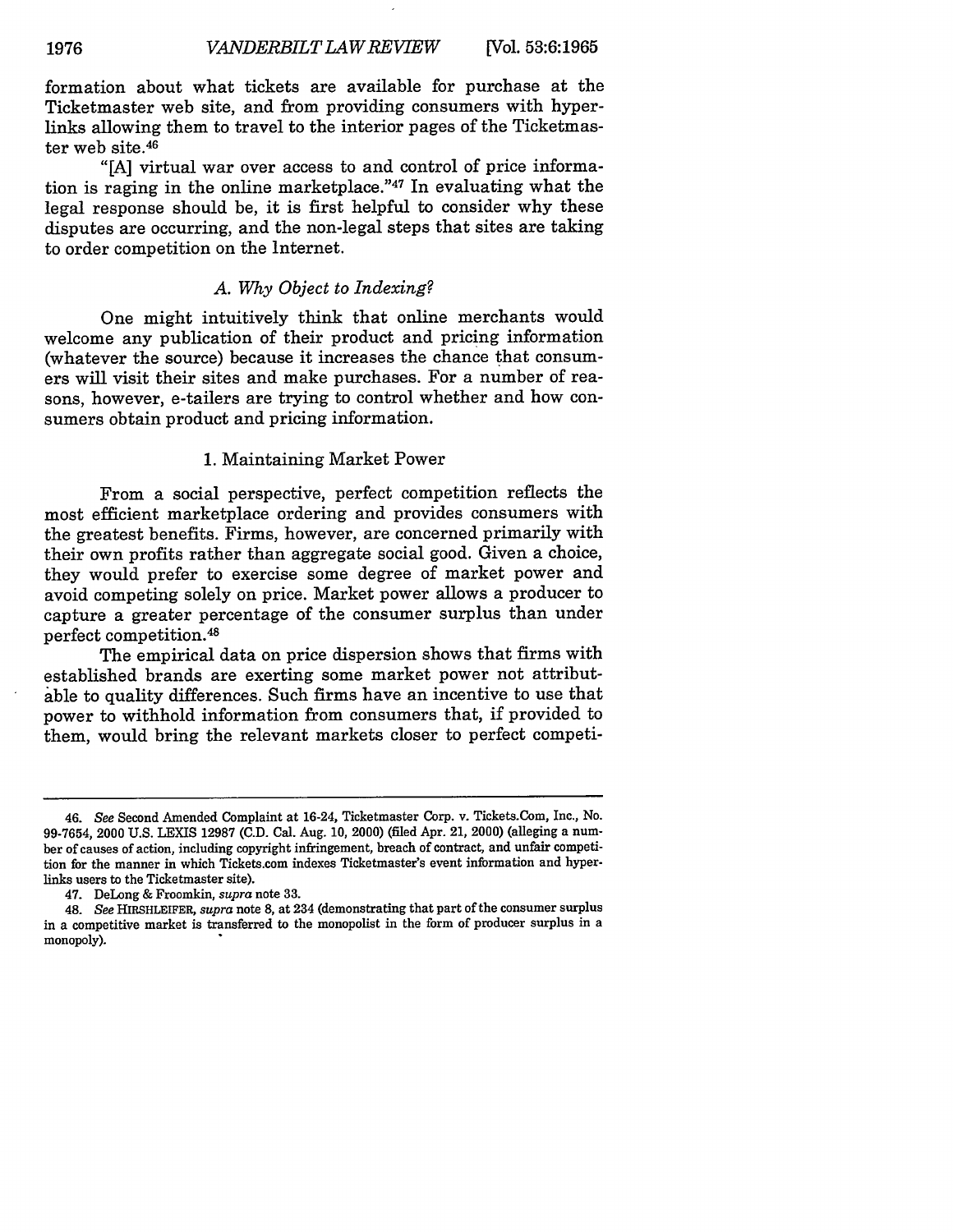formation about what tickets are available for purchase at the Ticketmaster web site, and from providing consumers with hyperlinks allowing them to travel to the interior pages of the Ticketmaster web site.[46]

"[A] virtual war over access to and control of price information is raging in the online marketplace."[47] In evaluating what the legal response should be, it is first helpful to consider why these disputes are occurring, and the non-legal steps that sites are taking to order competition on the Internet.

### *A. Why Object to Indexing?*

One might intuitively think that online merchants would welcome any publication of their product and pricing information (whatever the source) because it increases the chance that consumers will visit their sites and make purchases. For a number of reasons, however, e-tailers are trying to control whether and how consumers obtain product and pricing information.

#### 1. Maintaining Market Power

From a social perspective, perfect competition reflects the most efficient marketplace ordering and provides consumers with the greatest benefits. Firms, however, are concerned primarily with their own profits rather than aggregate social good. Given a choice, they would prefer to exercise some degree of market power and avoid competing solely on price. Market power allows a producer to capture a greater percentage of the consumer surplus than under perfect competition.[48]

The empirical data on price dispersion shows that firms with established brands are exerting some market power not attributable to quality differences. Such firms have an incentive to use that power to withhold information from consumers that, if provided to them, would bring the relevant markets closer to perfect competi-

---

46. *See* Second Amended Complaint at 16-24, Ticketmaster Corp. v. Tickets.Com, Inc., No. 99-7654, 2000 U.S. LEXIS 12987 (C.D. Cal. Aug. 10, 2000) (filed Apr. 21, 2000) (alleging a number of causes of action, including copyright infringement, breach of contract, and unfair competition for the manner in which Tickets.com indexes Ticketmaster's event information and hyperlinks users to the Ticketmaster site).

47. DeLong & Froomkin, *supra* note 33.

48. *See* HIRSHLEIFER, *supra* note 8, at 234 (demonstrating that part of the consumer surplus in a competitive market is transferred to the monopolist in the form of producer surplus in a monopoly).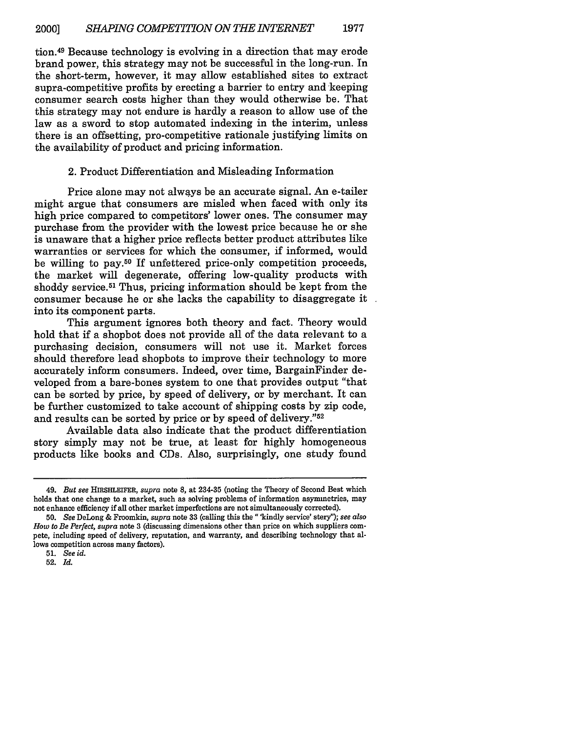tion.[49] Because technology is evolving in a direction that may erode brand power, this strategy may not be successful in the long-run. In the short-term, however, it may allow established sites to extract supra-competitive profits by erecting a barrier to entry and keeping consumer search costs higher than they would otherwise be. That this strategy may not endure is hardly a reason to allow use of the law as a sword to stop automated indexing in the interim, unless there is an offsetting, pro-competitive rationale justifying limits on the availability of product and pricing information.

### 2. Product Differentiation and Misleading Information

Price alone may not always be an accurate signal. An e-tailer might argue that consumers are misled when faced with only its high price compared to competitors' lower ones. The consumer may purchase from the provider with the lowest price because he or she is unaware that a higher price reflects better product attributes like warranties or services for which the consumer, if informed, would be willing to pay.[50] If unfettered price-only competition proceeds, the market will degenerate, offering low-quality products with shoddy service.[51] Thus, pricing information should be kept from the consumer because he or she lacks the capability to disaggregate it into its component parts.

This argument ignores both theory and fact. Theory would hold that if a shopbot does not provide all of the data relevant to a purchasing decision, consumers will not use it. Market forces should therefore lead shopbots to improve their technology to more accurately inform consumers. Indeed, over time, BargainFinder developed from a bare-bones system to one that provides output "that can be sorted by price, by speed of delivery, or by merchant. It can be further customized to take account of shipping costs by zip code, and results can be sorted by price or by speed of delivery."[52]

Available data also indicate that the product differentiation story simply may not be true, at least for highly homogeneous products like books and CDs. Also, surprisingly, one study found

---

49. *But see* HIRSHLEIFER, *supra* note 8, at 234-35 (noting the Theory of Second Best which holds that one change to a market, such as solving problems of information asymmetries, may not enhance efficiency if all other market imperfections are not simultaneously corrected).

50. *See* DeLong & Froomkin, *supra* note 33 (calling this the " 'kindly service' story"); *see also How to Be Perfect*, *supra* note 3 (discussing dimensions other than price on which suppliers compete, including speed of delivery, reputation, and warranty, and describing technology that allows competition across many factors).

51. *See id.*

52. *Id.*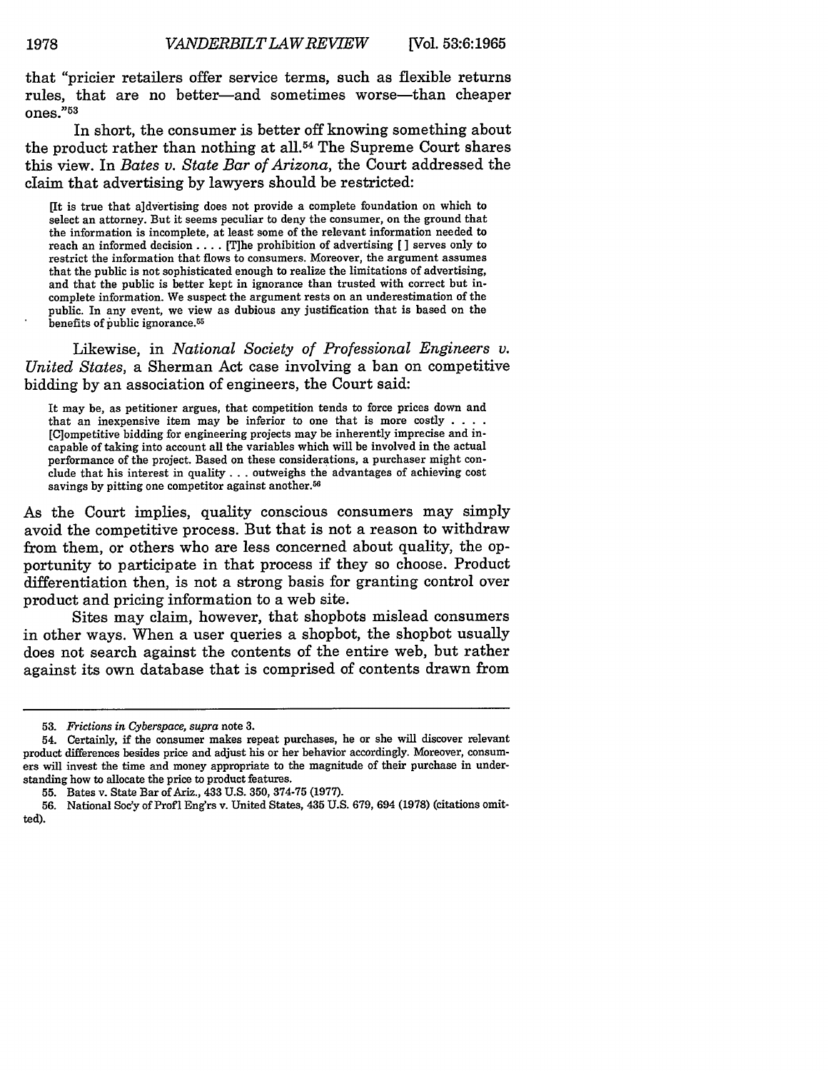that "pricier retailers offer service terms, such as flexible returns rules, that are no better—and sometimes worse—than cheaper ones."[53]

In short, the consumer is better off knowing something about the product rather than nothing at all.[54] The Supreme Court shares this view. In *Bates v. State Bar of Arizona*, the Court addressed the claim that advertising by lawyers should be restricted:

> [It is true that a]dvertising does not provide a complete foundation on which to select an attorney. But it seems peculiar to deny the consumer, on the ground that the information is incomplete, at least some of the relevant information needed to reach an informed decision . . . . [T]he prohibition of advertising [ ] serves only to restrict the information that flows to consumers. Moreover, the argument assumes that the public is not sophisticated enough to realize the limitations of advertising, and that the public is better kept in ignorance than trusted with correct but incomplete information. We suspect the argument rests on an underestimation of the public. In any event, we view as dubious any justification that is based on the benefits of public ignorance.[55]

Likewise, in *National Society of Professional Engineers v. United States*, a Sherman Act case involving a ban on competitive bidding by an association of engineers, the Court said:

> It may be, as petitioner argues, that competition tends to force prices down and that an inexpensive item may be inferior to one that is more costly . . . . [C]ompetitive bidding for engineering projects may be inherently imprecise and incapable of taking into account all the variables which will be involved in the actual performance of the project. Based on these considerations, a purchaser might conclude that his interest in quality . . . outweighs the advantages of achieving cost savings by pitting one competitor against another.[56]

As the Court implies, quality conscious consumers may simply avoid the competitive process. But that is not a reason to withdraw from them, or others who are less concerned about quality, the opportunity to participate in that process if they so choose. Product differentiation then, is not a strong basis for granting control over product and pricing information to a web site.

Sites may claim, however, that shopbots mislead consumers in other ways. When a user queries a shopbot, the shopbot usually does not search against the contents of the entire web, but rather against its own database that is comprised of contents drawn from

---

53. *Frictions in Cyberspace*, *supra* note 3.

54. Certainly, if the consumer makes repeat purchases, he or she will discover relevant product differences besides price and adjust his or her behavior accordingly. Moreover, consumers will invest the time and money appropriate to the magnitude of their purchase in understanding how to allocate the price to product features.

55. Bates v. State Bar of Ariz., 433 U.S. 350, 374-75 (1977).

56. National Soc'y of Profl Eng'rs v. United States, 435 U.S. 679, 694 (1978) (citations omitted).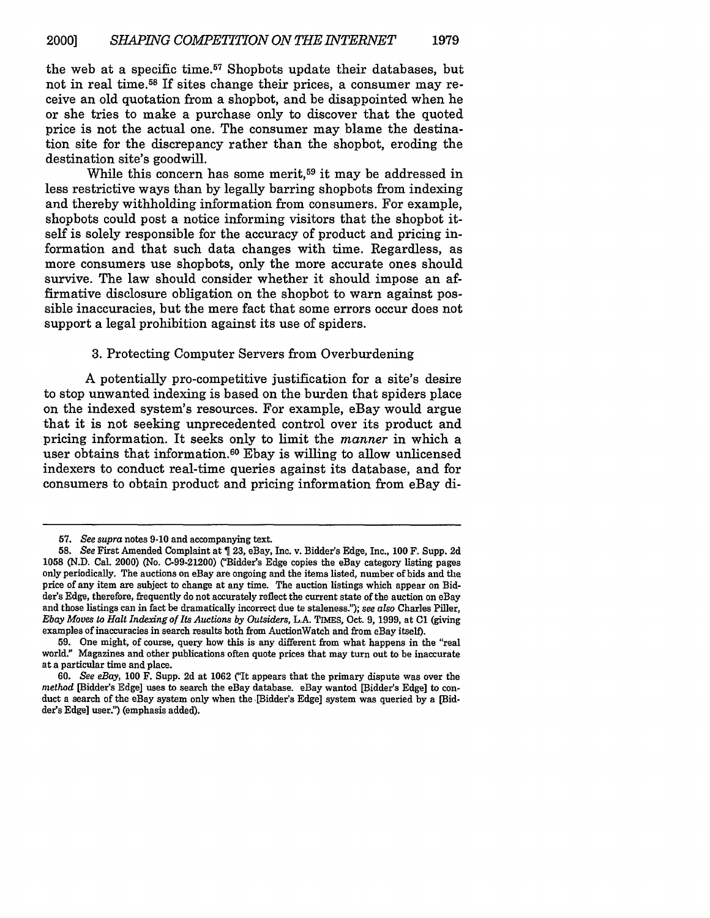the web at a specific time.[57] Shopbots update their databases, but not in real time.[58] If sites change their prices, a consumer may receive an old quotation from a shopbot, and be disappointed when he or she tries to make a purchase only to discover that the quoted price is not the actual one. The consumer may blame the destination site for the discrepancy rather than the shopbot, eroding the destination site's goodwill.

While this concern has some merit,[59] it may be addressed in less restrictive ways than by legally barring shopbots from indexing and thereby withholding information from consumers. For example, shopbots could post a notice informing visitors that the shopbot itself is solely responsible for the accuracy of product and pricing information and that such data changes with time. Regardless, as more consumers use shopbots, only the more accurate ones should survive. The law should consider whether it should impose an affirmative disclosure obligation on the shopbot to warn against possible inaccuracies, but the mere fact that some errors occur does not support a legal prohibition against its use of spiders.

### 3. Protecting Computer Servers from Overburdening

A potentially pro-competitive justification for a site's desire to stop unwanted indexing is based on the burden that spiders place on the indexed system's resources. For example, eBay would argue that it is not seeking unprecedented control over its product and pricing information. It seeks only to limit the *manner* in which a user obtains that information.[60] Ebay is willing to allow unlicensed indexers to conduct real-time queries against its database, and for consumers to obtain product and pricing information from eBay di-

---

57. *See supra* notes 9-10 and accompanying text.

58. *See* First Amended Complaint at ¶ 23, eBay, Inc. v. Bidder's Edge, Inc., 100 F. Supp. 2d 1058 (N.D. Cal. 2000) (No. C-99-21200) ("Bidder's Edge copies the eBay category listing pages only periodically. The auctions on eBay are ongoing and the items listed, number of bids and the price of any item are subject to change at any time. The auction listings which appear on Bidder's Edge, therefore, frequently do not accurately reflect the current state of the auction on eBay and those listings can in fact be dramatically incorrect due te staleness."); *see also* Charles Piller, *Ebay Moves to Halt Indexing of Its Auctions by Outsiders*, L.A. TIMES, Oct. 9, 1999, at C1 (giving examples of inaccuracies in search results both from AuctionWatch and from eBay itself).

59. One might, of course, query how this is any different from what happens in the "real world." Magazines and other publications often quote prices that may turn out to be inaccurate at a particular time and place.

60. *See eBay*, 100 F. Supp. 2d at 1062 ("It appears that the primary dispute was over the *method* [Bidder's Edge] uses to search the eBay database. eBay wantod [Bidder's Edge] to conduct a search of the eBay system only when the [Bidder's Edge] system was queried by a [Bidder's Edge] user.") (emphasis added).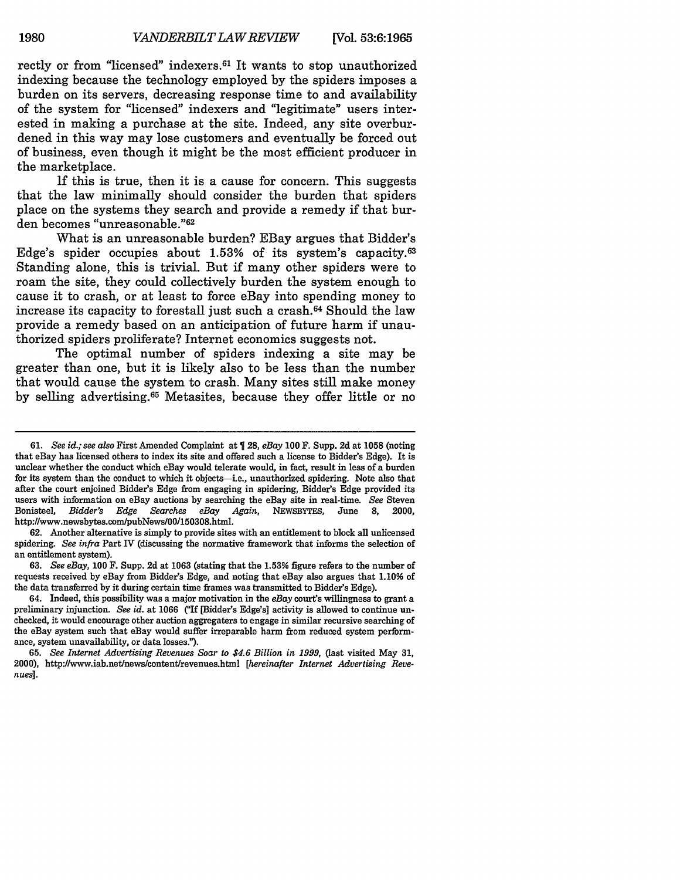rectly or from "licensed" indexers.[61] It wants to stop unauthorized indexing because the technology employed by the spiders imposes a burden on its servers, decreasing response time to and availability of the system for "licensed" indexers and "legitimate" users interested in making a purchase at the site. Indeed, any site overburdened in this way may lose customers and eventually be forced out of business, even though it might be the most efficient producer in the marketplace.

If this is true, then it is a cause for concern. This suggests that the law minimally should consider the burden that spiders place on the systems they search and provide a remedy if that burden becomes "unreasonable."[62]

What is an unreasonable burden? EBay argues that Bidder's Edge's spider occupies about 1.53% of its system's capacity.[63] Standing alone, this is trivial. But if many other spiders were to roam the site, they could collectively burden the system enough to cause it to crash, or at least to force eBay into spending money to increase its capacity to forestall just such a crash.[64] Should the law provide a remedy based on an anticipation of future harm if unauthorized spiders proliferate? Internet economics suggests not.

The optimal number of spiders indexing a site may be greater than one, but it is likely also to be less than the number that would cause the system to crash. Many sites still make money by selling advertising.[65] Metasites, because they offer little or no

---

61. *See id.*; *see also* First Amended Complaint at ¶ 28, *eBay* 100 F. Supp. 2d at 1058 (noting that eBay has licensed others to index its site and offered such a license to Bidder's Edge). It is unclear whether the conduct which eBay would tolerate would, in fact, result in less of a burden for its system than the conduct to which it objects—i.e., unauthorized spidering. Note also that after the court enjoined Bidder's Edge from engaging in spidering, Bidder's Edge provided its users with information on eBay auctions by searching the eBay site in real-time. *See* Steven Bonisteel, *Bidder's Edge Searches eBay Again*, NEWSBYTES, June 8, 2000, http://www.newsbytes.com/pubNews/00/150308.html.

62. Another alternative is simply to provide sites with an entitlement to block all unlicensed spidering. *See infra* Part IV (discussing the normative framework that informs the selection of an entitlement system).

63. *See eBay*, 100 F. Supp. 2d at 1063 (stating that the 1.53% figure refers to the number of requests received by eBay from Bidder's Edge, and noting that eBay also argues that 1.10% of the data transferred by it during certain time frames was transmitted to Bidder's Edge).

64. Indeed, this possibility was a major motivation in the *eBay* court's willingness to grant a preliminary injunction. *See id.* at 1066 ("If [Bidder's Edge's] activity is allowed to continue unchecked, it would encourage other auction aggregaters to engage in similar recursive searching of the eBay system such that eBay would suffer irreparable harm from reduced system performance, system unavailability, or data losses.").

65. *See Internet Advertising Revenues Soar to $4.6 Billion in 1999*, (last visited May 31, 2000), http://www.iab.net/news/content/revenues.html [*hereinafter Internet Advertising Revenues*].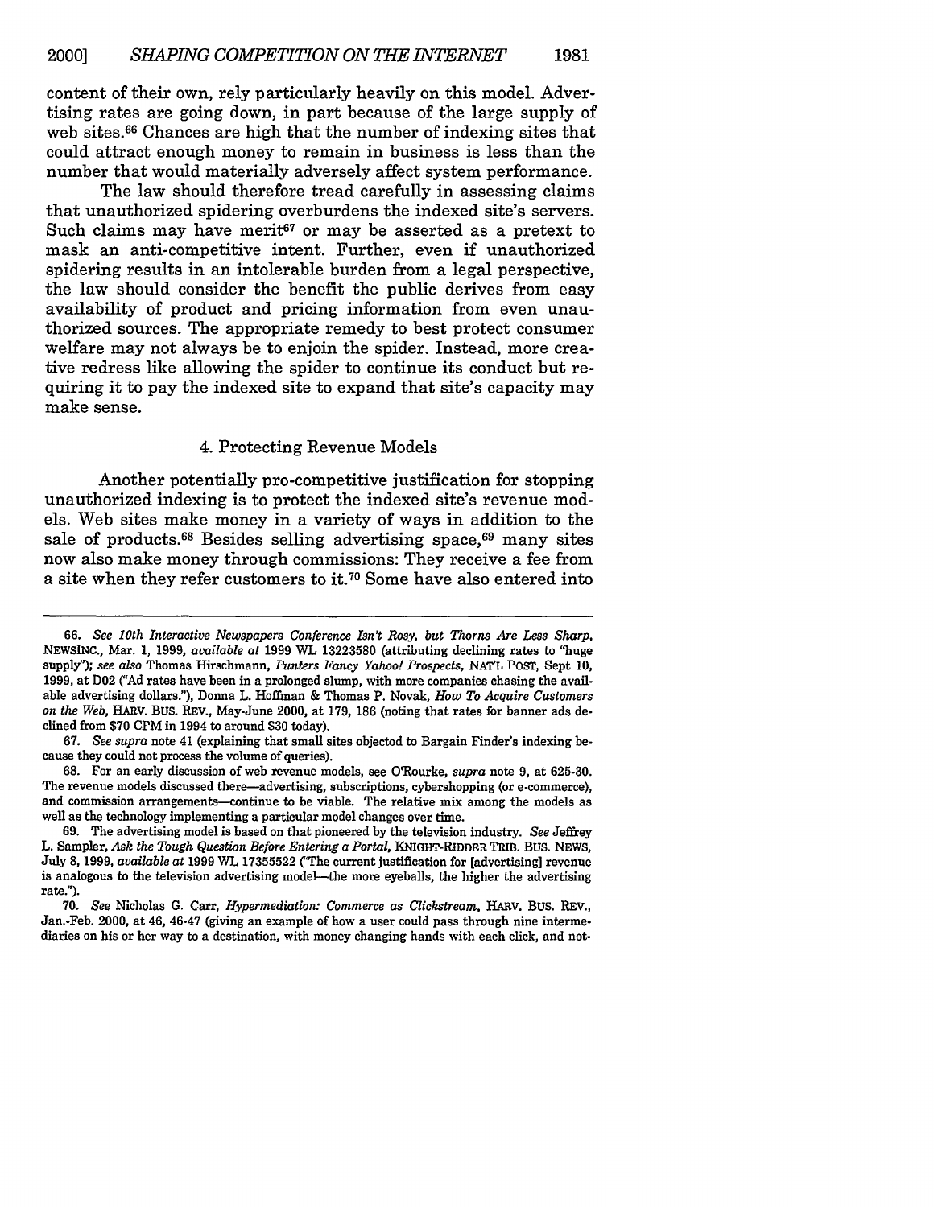content of their own, rely particularly heavily on this model. Advertising rates are going down, in part because of the large supply of web sites.[66] Chances are high that the number of indexing sites that could attract enough money to remain in business is less than the number that would materially adversely affect system performance.

The law should therefore tread carefully in assessing claims that unauthorized spidering overburdens the indexed site's servers. Such claims may have merit[67] or may be asserted as a pretext to mask an anti-competitive intent. Further, even if unauthorized spidering results in an intolerable burden from a legal perspective, the law should consider the benefit the public derives from easy availability of product and pricing information from even unauthorized sources. The appropriate remedy to best protect consumer welfare may not always be to enjoin the spider. Instead, more creative redress like allowing the spider to continue its conduct but requiring it to pay the indexed site to expand that site's capacity may make sense.

#### 4. Protecting Revenue Models

Another potentially pro-competitive justification for stopping unauthorized indexing is to protect the indexed site's revenue models. Web sites make money in a variety of ways in addition to the sale of products.[68] Besides selling advertising space,[69] many sites now also make money through commissions: They receive a fee from a site when they refer customers to it.[70] Some have also entered into

---

66. *See 10th Interactive Newspapers Conference Isn't Rosy, but Thorns Are Less Sharp*, NEWSINC., Mar. 1, 1999, *available at* 1999 WL 13223580 (attributing declining rates to "huge supply"); *see also* Thomas Hirschmann, *Punters Fancy Yahoo! Prospects*, NAT'L POST, Sept 10, 1999, at D02 ("Ad rates have been in a prolonged slump, with more companies chasing the available advertising dollars."), Donna L. Hoffman & Thomas P. Novak, *How To Acquire Customers on the Web*, HARV. BUS. REV., May-June 2000, at 179, 186 (noting that rates for banner ads declined from $70 CPM in 1994 to around $30 today).

67. *See supra* note 41 (explaining that small sites objected to Bargain Finder's indexing because they could not process the volume of queries).

68. For an early discussion of web revenue models, see O'Rourke, *supra* note 9, at 625-30. The revenue models discussed there—advertising, subscriptions, cybershopping (or e-commerce), and commission arrangements—continue to be viable. The relative mix among the models as well as the technology implementing a particular model changes over time.

69. The advertising model is based on that pioneered by the television industry. *See* Jeffrey L. Sampler, *Ask the Tough Question Before Entering a Portal*, KNIGHT-RIDDER TRIB. BUS. NEWS, July 8, 1999, *available at* 1999 WL 17355522 ("The current justification for [advertising] revenue is analogous to the television advertising model—the more eyeballs, the higher the advertising rate.").

70. *See* Nicholas G. Carr, *Hypermediation: Commerce as Clickstream*, HARV. BUS. REV., Jan.-Feb. 2000, at 46, 46-47 (giving an example of how a user could pass through nine intermediaries on his or her way to a destination, with money changing hands with each click, and not-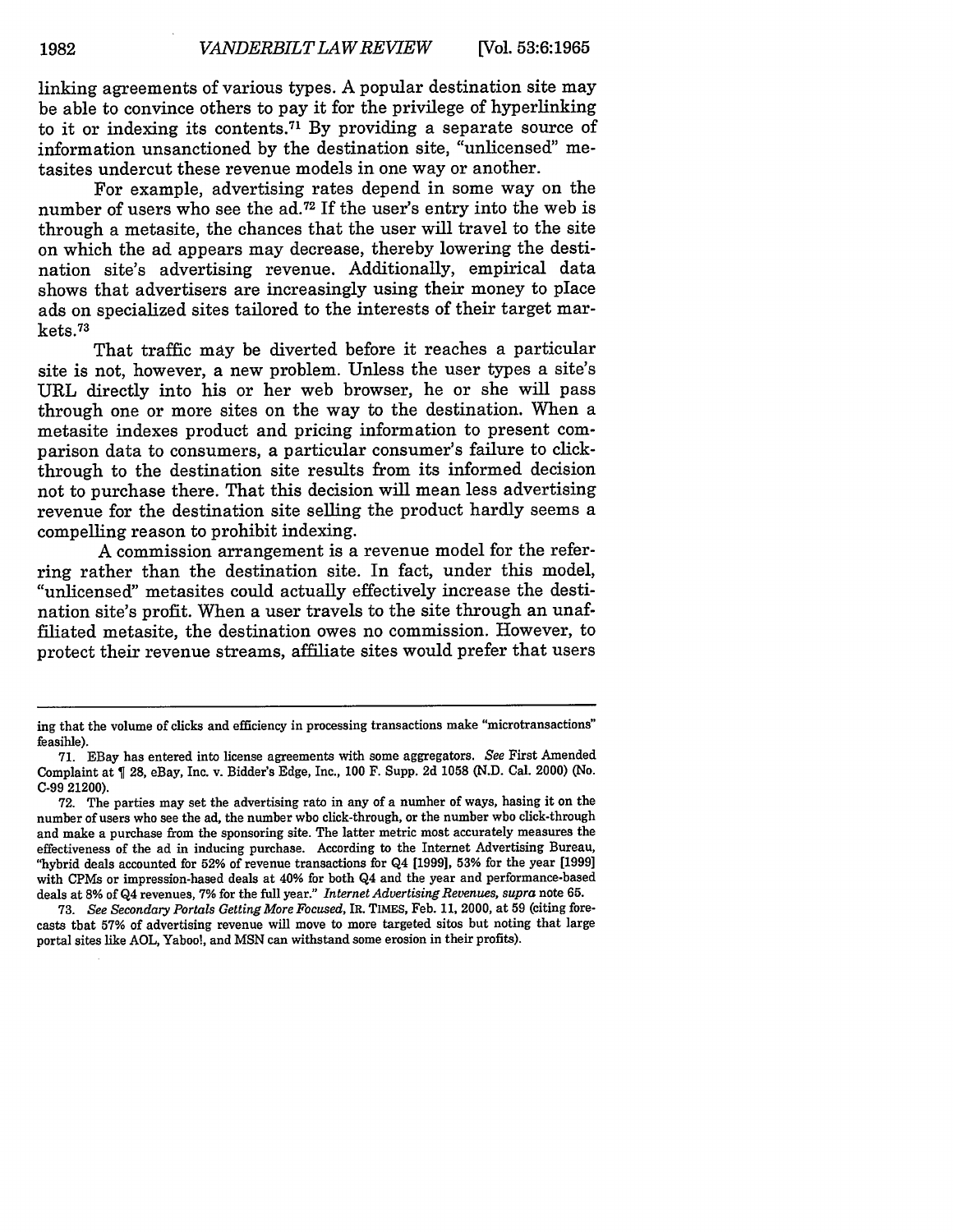linking agreements of various types. A popular destination site may be able to convince others to pay it for the privilege of hyperlinking to it or indexing its contents.[71] By providing a separate source of information unsanctioned by the destination site, "unlicensed" metasites undercut these revenue models in one way or another.

For example, advertising rates depend in some way on the number of users who see the ad.[72] If the user's entry into the web is through a metasite, the chances that the user will travel to the site on which the ad appears may decrease, thereby lowering the destination site's advertising revenue. Additionally, empirical data shows that advertisers are increasingly using their money to place ads on specialized sites tailored to the interests of their target markets.[73]

That traffic may be diverted before it reaches a particular site is not, however, a new problem. Unless the user types a site's URL directly into his or her web browser, he or she will pass through one or more sites on the way to the destination. When a metasite indexes product and pricing information to present comparison data to consumers, a particular consumer's failure to click-through to the destination site results from its informed decision not to purchase there. That this decision will mean less advertising revenue for the destination site selling the product hardly seems a compelling reason to prohibit indexing.

A commission arrangement is a revenue model for the referring rather than the destination site. In fact, under this model, "unlicensed" metasites could actually effectively increase the destination site's profit. When a user travels to the site through an unaffiliated metasite, the destination owes no commission. However, to protect their revenue streams, affiliate sites would prefer that users

---

ing that the volume of clicks and efficiency in processing transactions make "microtransactions" feasible).

71. EBay has entered into license agreements with some aggregators. *See* First Amended Complaint at ¶ 28, eBay, Inc. v. Bidder's Edge, Inc., 100 F. Supp. 2d 1058 (N.D. Cal. 2000) (No. C-99 21200).

72. The parties may set the advertising rate in any of a number of ways, basing it on the number of users who see the ad, the number who click-through, or the number who click-through and make a purchase from the sponsoring site. The latter metric most accurately measures the effectiveness of the ad in inducing purchase. According to the Internet Advertising Bureau, "hybrid deals accounted for 52% of revenue transactions for Q4 [1999], 53% for the year [1999] with CPMs or impression-based deals at 40% for both Q4 and the year and performance-based deals at 8% of Q4 revenues, 7% for the full year." *Internet Advertising Revenues*, *supra* note 65.

73. *See Secondary Portals Getting More Focused*, IR. TIMES, Feb. 11, 2000, at 59 (citing forecasts that 57% of advertising revenue will move to more targeted sites but noting that large portal sites like AOL, Yahoo!, and MSN can withstand some erosion in their profits).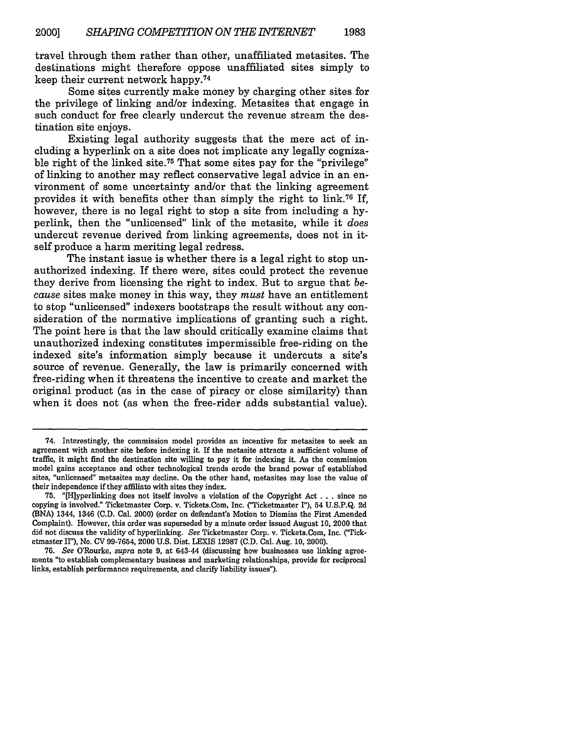travel through them rather than other, unaffiliated metasites. The destinations might therefore oppose unaffiliated sites simply to keep their current network happy.[74]

Some sites currently make money by charging other sites for the privilege of linking and/or indexing. Metasites that engage in such conduct for free clearly undercut the revenue stream the destination site enjoys.

Existing legal authority suggests that the mere act of including a hyperlink on a site does not implicate any legally cognizable right of the linked site.[75] That some sites pay for the "privilege" of linking to another may reflect conservative legal advice in an environment of some uncertainty and/or that the linking agreement provides it with benefits other than simply the right to link.[76] If, however, there is no legal right to stop a site from including a hyperlink, then the "unlicensed" link of the metasite, while it *does* undercut revenue derived from linking agreements, does not in itself produce a harm meriting legal redress.

The instant issue is whether there is a legal right to stop unauthorized indexing. If there were, sites could protect the revenue they derive from licensing the right to index. But to argue that *because* sites make money in this way, they *must* have an entitlement to stop "unlicensed" indexers bootstraps the result without any consideration of the normative implications of granting such a right. The point here is that the law should critically examine claims that unauthorized indexing constitutes impermissible free-riding on the indexed site's information simply because it undercuts a site's source of revenue. Generally, the law is primarily concerned with free-riding when it threatens the incentive to create and market the original product (as in the case of piracy or close similarity) than when it does not (as when the free-rider adds substantial value).

---

74. Interestingly, the commission model provides an incentive for metasites to seek an agreement with another site before indexing it. If the metasite attracts a sufficient volume of traffic, it might find the destination site willing to pay it for indexing it. As the commission model gains acceptance and other technological trends erode the brand power of established sites, "unlicensed" metasites may decline. On the other hand, metasites may lose the value of their independence if they affiliate with sites they index.

75. "[H]yperlinking does not itself involve a violation of the Copyright Act . . . since no copying is involved." Ticketmaster Corp. v. Tickets.Com, Inc. ("Ticketmaster I"), 54 U.S.P.Q. 2d (BNA) 1344, 1346 (C.D. Cal. 2000) (order on defendant's Motion to Dismiss the First Amended Complaint). However, this order was superseded by a minute order issued August 10, 2000 that did not discuss the validity of hyperlinking. *See* Ticketmaster Corp. v. Tickets.Com, Inc. ("Ticketmaster II"), No. CV 99-7654, 2000 U.S. Dist. LEXIS 12987 (C.D. Cal. Aug. 10, 2000).

76. *See* O'Rourke, *supra* note 9, at 643-44 (discussing how businesses use linking agreements "to establish complementary business and marketing relationships, provide for reciprocal links, establish performance requirements, and clarify liability issues").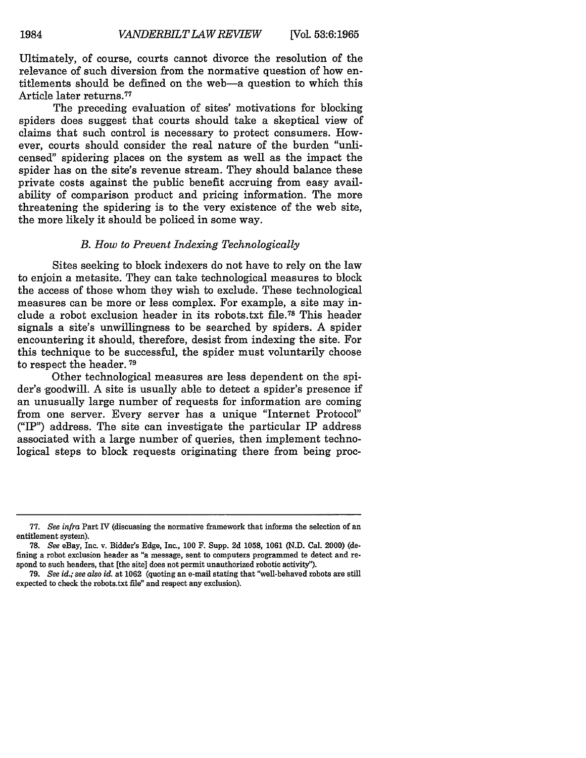Ultimately, of course, courts cannot divorce the resolution of the relevance of such diversion from the normative question of how entitlements should be defined on the web—a question to which this Article later returns.[77]

The preceding evaluation of sites' motivations for blocking spiders does suggest that courts should take a skeptical view of claims that such control is necessary to protect consumers. However, courts should consider the real nature of the burden "unlicensed" spidering places on the system as well as the impact the spider has on the site's revenue stream. They should balance these private costs against the public benefit accruing from easy availability of comparison product and pricing information. The more threatening the spidering is to the very existence of the web site, the more likely it should be policed in some way.

### *B. How to Prevent Indexing Technologically*

Sites seeking to block indexers do not have to rely on the law to enjoin a metasite. They can take technological measures to block the access of those whom they wish to exclude. These technological measures can be more or less complex. For example, a site may include a robot exclusion header in its robots.txt file.[78] This header signals a site's unwillingness to be searched by spiders. A spider encountering it should, therefore, desist from indexing the site. For this technique to be successful, the spider must voluntarily choose to respect the header.[79]

Other technological measures are less dependent on the spider's goodwill. A site is usually able to detect a spider's presence if an unusually large number of requests for information are coming from one server. Every server has a unique "Internet Protocol" ("IP") address. The site can investigate the particular IP address associated with a large number of queries, then implement technological steps to block requests originating there from being proc-

---

77. *See infra* Part IV (discussing the normative framework that informs the selection of an entitlement system).

78. *See* eBay, Inc. v. Bidder's Edge, Inc., 100 F. Supp. 2d 1058, 1061 (N.D. Cal. 2000) (defining a robot exclusion header as "a message, sent to computers programmed te detect and respond to such headers, that [the site] does not permit unauthorized robotic activity").

79. *See id.; see also id.* at 1062 (quoting an e-mail stating that "well-behaved robots are still expected to check the robots.txt file" and respect any exclusion).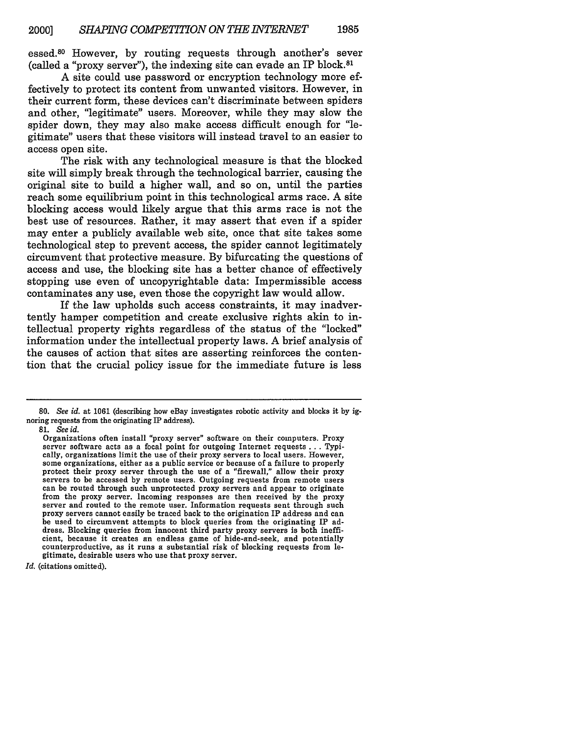essed.[80] However, by routing requests through another's sever (called a "proxy server"), the indexing site can evade an IP block.[81]

A site could use password or encryption technology more effectively to protect its content from unwanted visitors. However, in their current form, these devices can't discriminate between spiders and other, "legitimate" users. Moreover, while they may slow the spider down, they may also make access difficult enough for "legitimate" users that these visitors will instead travel to an easier to access open site.

The risk with any technological measure is that the blocked site will simply break through the technological barrier, causing the original site to build a higher wall, and so on, until the parties reach some equilibrium point in this technological arms race. A site blocking access would likely argue that this arms race is not the best use of resources. Rather, it may assert that even if a spider may enter a publicly available web site, once that site takes some technological step to prevent access, the spider cannot legitimately circumvent that protective measure. By bifurcating the questions of access and use, the blocking site has a better chance of effectively stopping use even of uncopyrightable data: Impermissible access contaminates any use, even those the copyright law would allow.

If the law upholds such access constraints, it may inadvertently hamper competition and create exclusive rights akin to intellectual property rights regardless of the status of the "locked" information under the intellectual property laws. A brief analysis of the causes of action that sites are asserting reinforces the contention that the crucial policy issue for the immediate future is less

---

80. *See id.* at 1061 (describing how eBay investigates robotic activity and blocks it by ignoring requests from the originating IP address).

81. *See id.*

> Organizations often install "proxy server" software on their computers. Proxy server software acts as a focal point for outgoing Internet requests . . . Typically, organizations limit the use of their proxy servers to local users. However, some organizations, either as a public service or because of a failure to properly protect their proxy server through the use of a "firewall," allow their proxy servers to be accessed by remote users. Outgoing requests from remote users can be routed through such unprotected proxy servers and appear to originate from the proxy server. Incoming responses are then received by the proxy server and routed to the remote user. Information requests sent through such proxy servers cannot easily be traced back to the origination IP address and can be used to circumvent attempts to block queries from the originating IP address. Blocking queries from innocent third party proxy servers is both inefficient, because it creates an endless game of hide-and-seek, and potentially counterproductive, as it runs a substantial risk of blocking requests from legitimate, desirable users who use that proxy server.

*Id.* (citations omitted).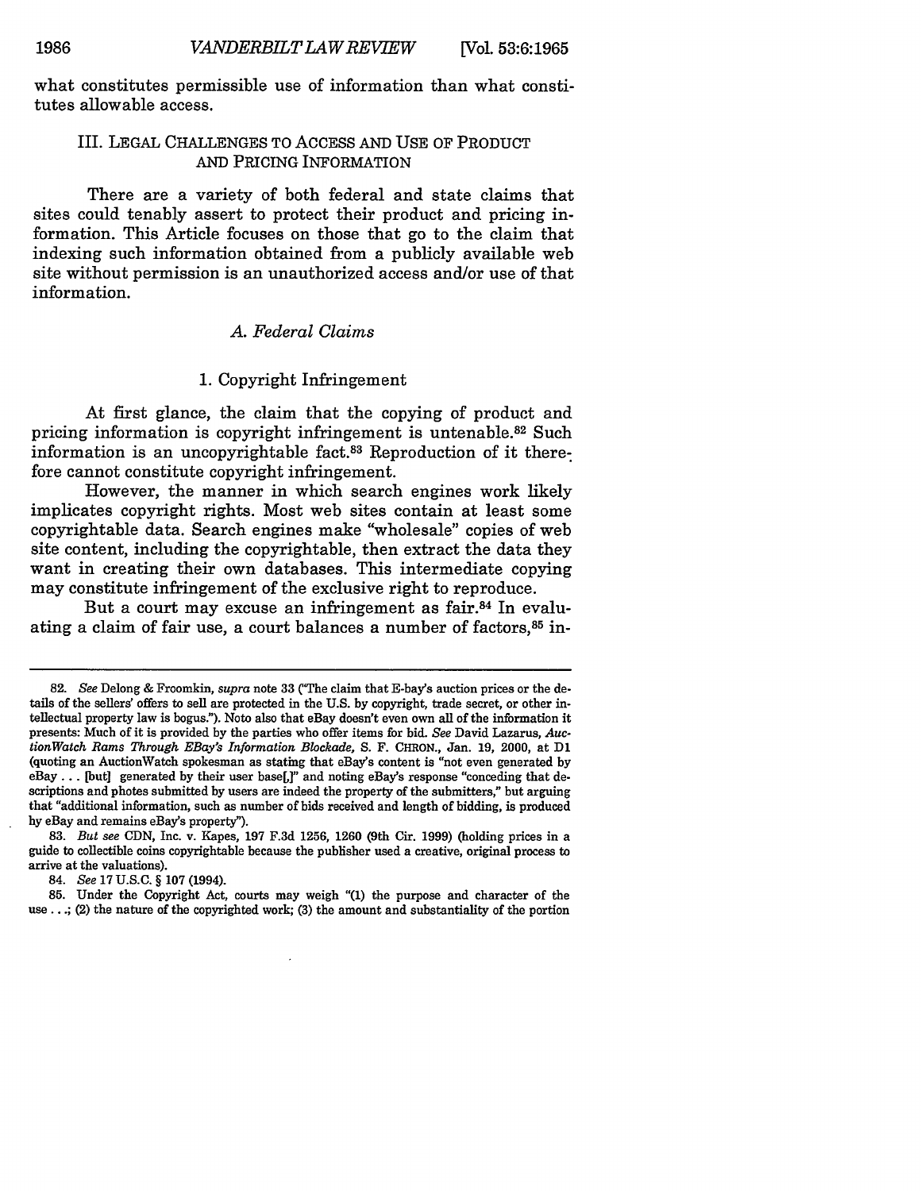what constitutes permissible use of information than what constitutes allowable access.

## III. LEGAL CHALLENGES TO ACCESS AND USE OF PRODUCT AND PRICING INFORMATION

There are a variety of both federal and state claims that sites could tenably assert to protect their product and pricing information. This Article focuses on those that go to the claim that indexing such information obtained from a publicly available web site without permission is an unauthorized access and/or use of that information.

### *A. Federal Claims*

#### 1. Copyright Infringement

At first glance, the claim that the copying of product and pricing information is copyright infringement is untenable.[82] Such information is an uncopyrightable fact.[83] Reproduction of it therefore cannot constitute copyright infringement.

However, the manner in which search engines work likely implicates copyright rights. Most web sites contain at least some copyrightable data. Search engines make "wholesale" copies of web site content, including the copyrightable, then extract the data they want in creating their own databases. This intermediate copying may constitute infringement of the exclusive right to reproduce.

But a court may excuse an infringement as fair.[84] In evaluating a claim of fair use, a court balances a number of factors,[85] in-

---

82. *See* Delong & Froomkin, *supra* note 33 ("The claim that E-bay's auction prices or the details of the sellers' offers to sell are protected in the U.S. by copyright, trade secret, or other intellectual property law is bogus."). Note also that eBay doesn't even own all of the information it presents: Much of it is provided by the parties who offer items for bid. *See* David Lazarus, *AuctionWatch Rams Through EBay's Information Blockade*, S. F. CHRON., Jan. 19, 2000, at D1 (quoting an AuctionWatch spokesman as stating that eBay's content is "not even generated by eBay . . . [but] generated by their user base[,]" and noting eBay's response "conceding that descriptions and photos submitted by users are indeed the property of the submitters," but arguing that "additional information, such as number of bids received and length of bidding, is produced by eBay and remains eBay's property").

83. *But see* CDN, Inc. v. Kapes, 197 F.3d 1256, 1260 (9th Cir. 1999) (holding prices in a guide to collectible coins copyrightable because the publisher used a creative, original process to arrive at the valuations).

84. *See* 17 U.S.C. § 107 (1994).

85. Under the Copyright Act, courts may weigh "(1) the purpose and character of the use . . .; (2) the nature of the copyrighted work; (3) the amount and substantiality of the portion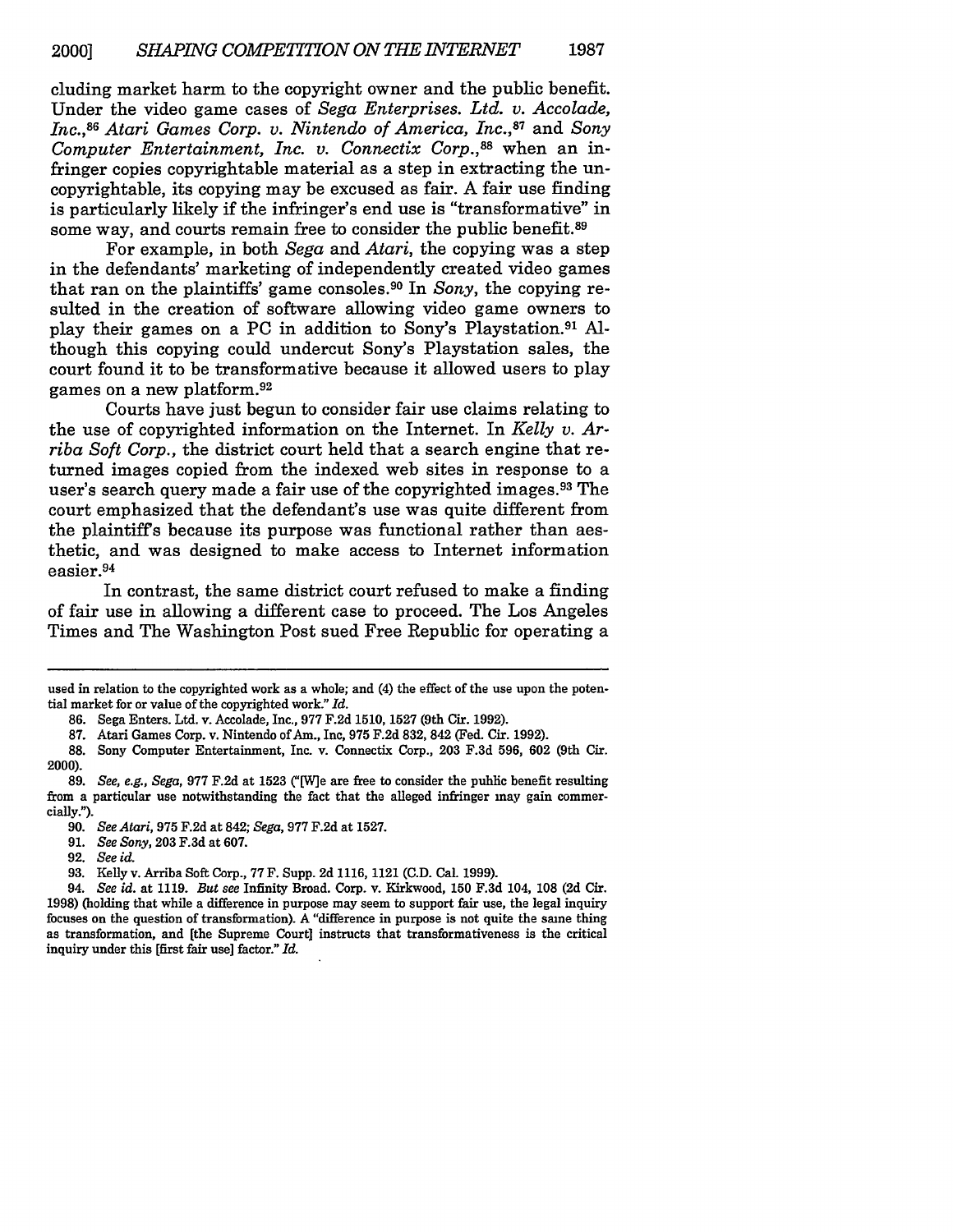cluding market harm to the copyright owner and the public benefit. Under the video game cases of *Sega Enterprises. Ltd. v. Accolade, Inc.*,[86] *Atari Games Corp. v. Nintendo of America, Inc.*,[87] and *Sony Computer Entertainment, Inc. v. Connectix Corp.*,[88] when an infringer copies copyrightable material as a step in extracting the uncopyrightable, its copying may be excused as fair. A fair use finding is particularly likely if the infringer's end use is "transformative" in some way, and courts remain free to consider the public benefit.[89]

For example, in both *Sega* and *Atari*, the copying was a step in the defendants' marketing of independently created video games that ran on the plaintiffs' game consoles.[90] In *Sony*, the copying resulted in the creation of software allowing video game owners to play their games on a PC in addition to Sony's Playstation.[91] Although this copying could undercut Sony's Playstation sales, the court found it to be transformative because it allowed users to play games on a new platform.[92]

Courts have just begun to consider fair use claims relating to the use of copyrighted information on the Internet. In *Kelly v. Arriba Soft Corp.*, the district court held that a search engine that returned images copied from the indexed web sites in response to a user's search query made a fair use of the copyrighted images.[93] The court emphasized that the defendant's use was quite different from the plaintiff's because its purpose was functional rather than aesthetic, and was designed to make access to Internet information easier.[94]

In contrast, the same district court refused to make a finding of fair use in allowing a different case to proceed. The Los Angeles Times and The Washington Post sued Free Republic for operating a

---

used in relation to the copyrighted work as a whole; and (4) the effect of the use upon the potential market for or value of the copyrighted work." *Id.*

86. Sega Enters. Ltd. v. Accolade, Inc., 977 F.2d 1510, 1527 (9th Cir. 1992).

87. Atari Games Corp. v. Nintendo of Am., Inc, 975 F.2d 832, 842 (Fed. Cir. 1992).

88. Sony Computer Entertainment, Inc. v. Connectix Corp., 203 F.3d 596, 602 (9th Cir. 2000).

89. *See, e.g.*, *Sega*, 977 F.2d at 1523 ("[W]e are free to consider the public benefit resulting from a particular use notwithstanding the fact that the alleged infringer may gain commercially.").

90. *See Atari*, 975 F.2d at 842; *Sega*, 977 F.2d at 1527.

91. *See Sony*, 203 F.3d at 607.

92. *See id.*

93. Kelly v. Arriba Soft Corp., 77 F. Supp. 2d 1116, 1121 (C.D. Cal. 1999).

94. *See id.* at 1119. *But see* Infinity Broad. Corp. v. Kirkwood, 150 F.3d 104, 108 (2d Cir. 1998) (holding that while a difference in purpose may seem to support fair use, the legal inquiry focuses on the question of transformation). A "difference in purpose is not quite the same thing as transformation, and [the Supreme Court] instructs that transformativeness is the critical inquiry under this [first fair use] factor." *Id.*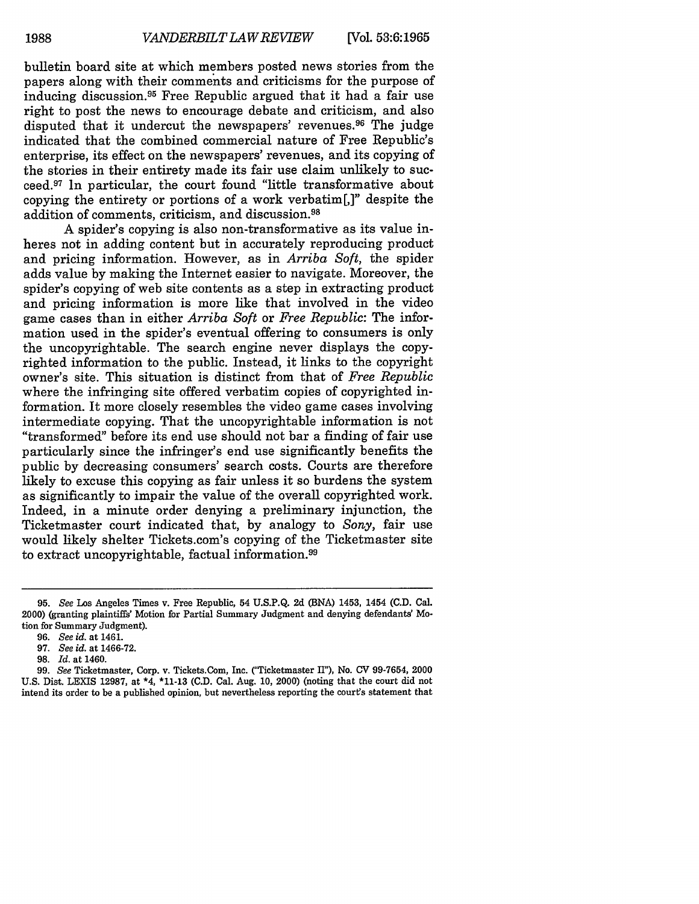bulletin board site at which members posted news stories from the papers along with their comments and criticisms for the purpose of inducing discussion.[95] Free Republic argued that it had a fair use right to post the news to encourage debate and criticism, and also disputed that it undercut the newspapers' revenues.[96] The judge indicated that the combined commercial nature of Free Republic's enterprise, its effect on the newspapers' revenues, and its copying of the stories in their entirety made its fair use claim unlikely to succeed.[97] In particular, the court found "little transformative about copying the entirety or portions of a work verbatim[,]" despite the addition of comments, criticism, and discussion.[98]

A spider's copying is also non-transformative as its value inheres not in adding content but in accurately reproducing product and pricing information. However, as in *Arriba Soft*, the spider adds value by making the Internet easier to navigate. Moreover, the spider's copying of web site contents as a step in extracting product and pricing information is more like that involved in the video game cases than in either *Arriba Soft* or *Free Republic*: The information used in the spider's eventual offering to consumers is only the uncopyrightable. The search engine never displays the copyrighted information to the public. Instead, it links to the copyright owner's site. This situation is distinct from that of *Free Republic* where the infringing site offered verbatim copies of copyrighted information. It more closely resembles the video game cases involving intermediate copying. That the uncopyrightable information is not "transformed" before its end use should not bar a finding of fair use particularly since the infringer's end use significantly benefits the public by decreasing consumers' search costs. Courts are therefore likely to excuse this copying as fair unless it so burdens the system as significantly to impair the value of the overall copyrighted work. Indeed, in a minute order denying a preliminary injunction, the Ticketmaster court indicated that, by analogy to *Sony*, fair use would likely shelter Tickets.com's copying of the Ticketmaster site to extract uncopyrightable, factual information.[99]

---

95. *See* Los Angeles Times v. Free Republic, 54 U.S.P.Q. 2d (BNA) 1453, 1454 (C.D. Cal. 2000) (granting plaintiffs' Motion for Partial Summary Judgment and denying defendants' Motion for Summary Judgment).

96. *See id.* at 1461.

97. *See id.* at 1466-72.

98. *Id.* at 1460.

99. *See* Ticketmaster, Corp. v. Tickets.Com, Inc. ("Ticketmaster II"), No. CV 99-7654, 2000 U.S. Dist. LEXIS 12987, at *4, *11-13 (C.D. Cal. Aug. 10, 2000) (noting that the court did not intend its order to be a published opinion, but nevertheless reporting the court's statement that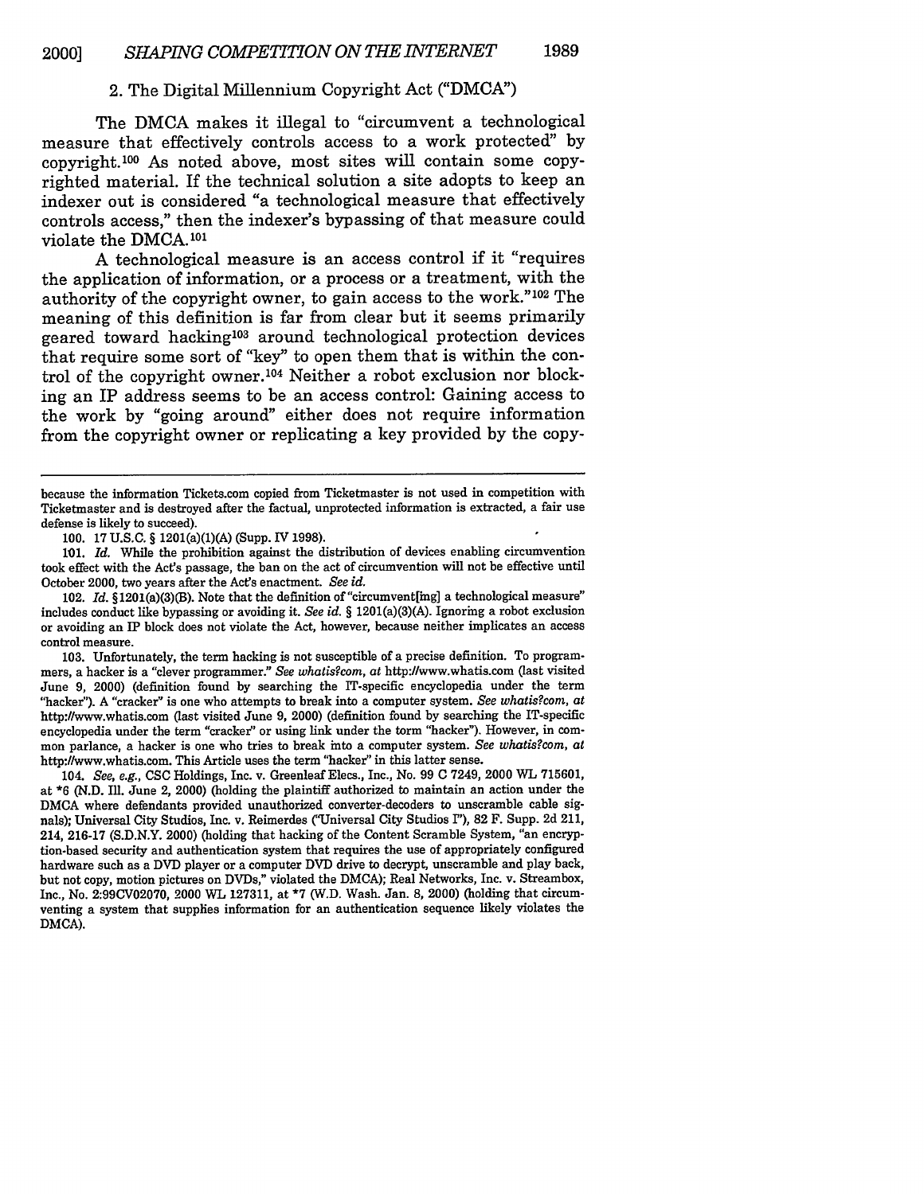### 2. The Digital Millennium Copyright Act ("DMCA")

The DMCA makes it illegal to "circumvent a technological measure that effectively controls access to a work protected" by copyright.[100] As noted above, most sites will contain some copyrighted material. If the technical solution a site adopts to keep an indexer out is considered "a technological measure that effectively controls access," then the indexer's bypassing of that measure could violate the DMCA.[101]

A technological measure is an access control if it "requires the application of information, or a process or a treatment, with the authority of the copyright owner, to gain access to the work."[102] The meaning of this definition is far from clear but it seems primarily geared toward hacking[103] around technological protection devices that require some sort of "key" to open them that is within the control of the copyright owner.[104] Neither a robot exclusion nor blocking an IP address seems to be an access control: Gaining access to the work by "going around" either does not require information from the copyright owner or replicating a key provided by the copy-

---

because the information Tickets.com copied from Ticketmaster is not used in competition with Ticketmaster and is destroyed after the factual, unprotected information is extracted, a fair use defense is likely to succeed).

100. 17 U.S.C. § 1201(a)(1)(A) (Supp. IV 1998).

101. *Id.* While the prohibition against the distribution of devices enabling circumvention took effect with the Act's passage, the ban on the act of circumvention will not be effective until October 2000, two years after the Act's enactment. *See id.*

102. *Id.* §1201(a)(3)(B). Note that the definition of "circumvent[ing] a technological measure" includes conduct like bypassing or avoiding it. *See id.* § 1201(a)(3)(A). Ignoring a robot exclusion or avoiding an IP block does not violate the Act, however, because neither implicates an access control measure.

103. Unfortunately, the term hacking is not susceptible of a precise definition. To programmers, a hacker is a "clever programmer." *See whatis?com, at* http://www.whatis.com (last visited June 9, 2000) (definition found by searching the IT-specific encyclopedia under the term "hacker"). A "cracker" is one who attempts to break into a computer system. *See whatis?com, at* http://www.whatis.com (last visited June 9, 2000) (definition found by searching the IT-specific encyclopedia under the term "cracker" or using link under the term "hacker"). However, in common parlance, a hacker is one who tries to break into a computer system. *See whatis?com, at* http://www.whatis.com. This Article uses the term "hacker" in this latter sense.

104. *See, e.g.*, CSC Holdings, Inc. v. Greenleaf Elecs., Inc., No. 99 C 7249, 2000 WL 715601, at *6 (N.D. Ill. June 2, 2000) (holding the plaintiff authorized to maintain an action under the DMCA where defendants provided unauthorized converter-decoders to unscramble cable signals); Universal City Studios, Inc. v. Reimerdes ("Universal City Studios I"), 82 F. Supp. 2d 211, 214, 216-17 (S.D.N.Y. 2000) (holding that hacking of the Content Scramble System, "an encryption-based security and authentication system that requires the use of appropriately configured hardware such as a DVD player or a computer DVD drive to decrypt, unscramble and play back, but not copy, motion pictures on DVDs," violated the DMCA); Real Networks, Inc. v. Streambox, Inc., No. 2:99CV02070, 2000 WL 127311, at *7 (W.D. Wash. Jan. 8, 2000) (holding that circumventing a system that supplies information for an authentication sequence likely violates the DMCA).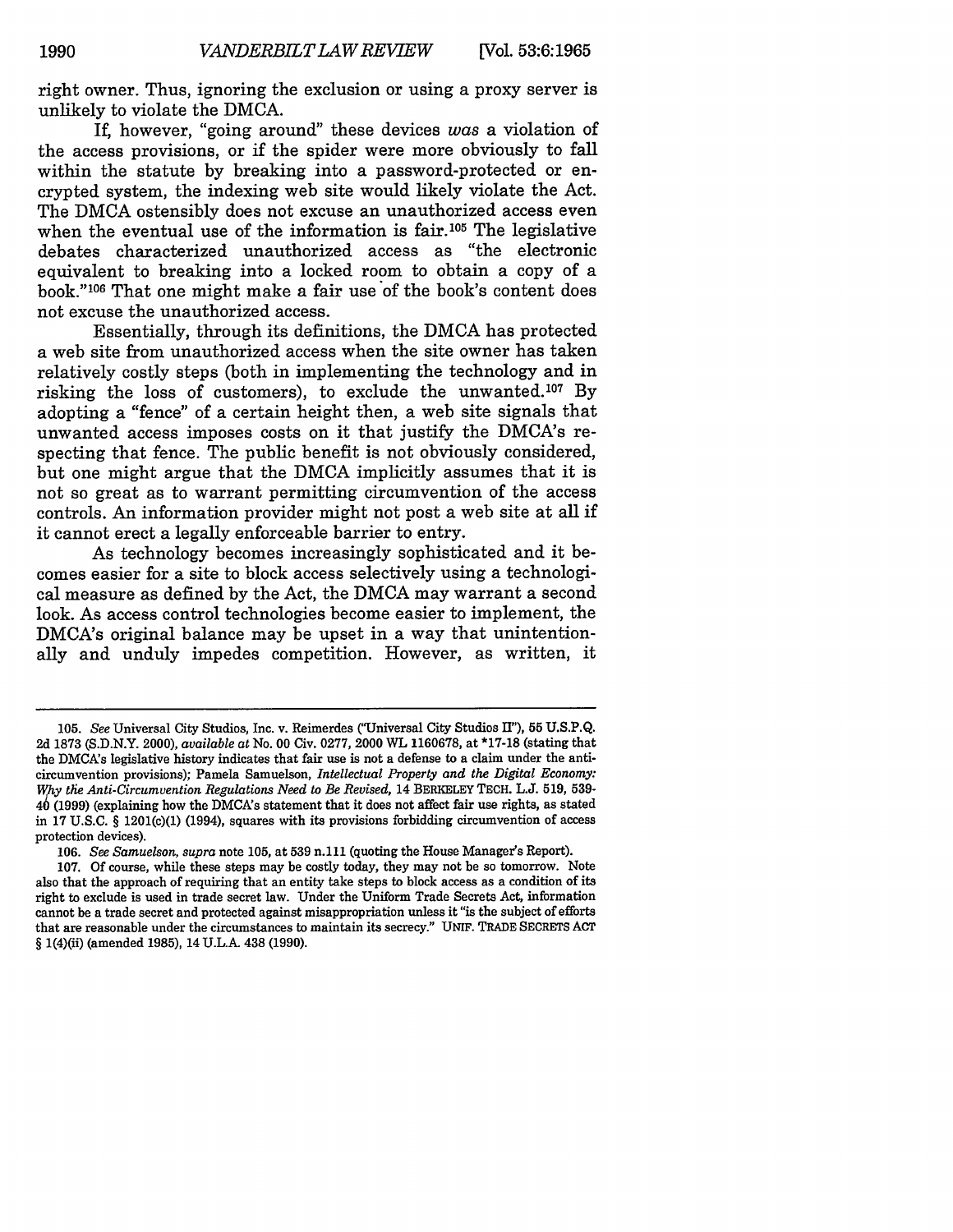right owner. Thus, ignoring the exclusion or using a proxy server is unlikely to violate the DMCA.

If, however, "going around" these devices *was* a violation of the access provisions, or if the spider were more obviously to fall within the statute by breaking into a password-protected or encrypted system, the indexing web site would likely violate the Act. The DMCA ostensibly does not excuse an unauthorized access even when the eventual use of the information is fair.[105] The legislative debates characterized unauthorized access as "the electronic equivalent to breaking into a locked room to obtain a copy of a book."[106] That one might make a fair use of the book's content does not excuse the unauthorized access.

Essentially, through its definitions, the DMCA has protected a web site from unauthorized access when the site owner has taken relatively costly steps (both in implementing the technology and in risking the loss of customers), to exclude the unwanted.[107] By adopting a "fence" of a certain height then, a web site signals that unwanted access imposes costs on it that justify the DMCA's respecting that fence. The public benefit is not obviously considered, but one might argue that the DMCA implicitly assumes that it is not so great as to warrant permitting circumvention of the access controls. An information provider might not post a web site at all if it cannot erect a legally enforceable barrier to entry.

As technology becomes increasingly sophisticated and it becomes easier for a site to block access selectively using a technological measure as defined by the Act, the DMCA may warrant a second look. As access control technologies become easier to implement, the DMCA's original balance may be upset in a way that unintentionally and unduly impedes competition. However, as written, it

---

105. *See* Universal City Studios, Inc. v. Reimerdes ("Universal City Studios II"), 55 U.S.P.Q. 2d 1873 (S.D.N.Y. 2000), *available at* No. 00 Civ. 0277, 2000 WL 1160678, at *17-18 (stating that the DMCA's legislative history indicates that fair use is not a defense to a claim under the anti-circumvention provisions); Pamela Samuelson, *Intellectual Property and the Digital Economy: Why the Anti-Circumvention Regulations Need to Be Revised*, 14 BERKELEY TECH. L.J. 519, 539-40 (1999) (explaining how the DMCA's statement that it does not affect fair use rights, as stated in 17 U.S.C. § 1201(c)(1) (1994), squares with its provisions forbidding circumvention of access protection devices).

106. *See Samuelson*, *supra* note 105, at 539 n.111 (quoting the House Manager's Report).

107. Of course, while these steps may be costly today, they may not be so tomorrow. Note also that the approach of requiring that an entity take steps to block access as a condition of its right to exclude is used in trade secret law. Under the Uniform Trade Secrets Act, information cannot be a trade secret and protected against misappropriation unless it "is the subject of efforts that are reasonable under the circumstances to maintain its secrecy." UNIF. TRADE SECRETS ACT § 1(4)(ii) (amended 1985), 14 U.L.A. 438 (1990).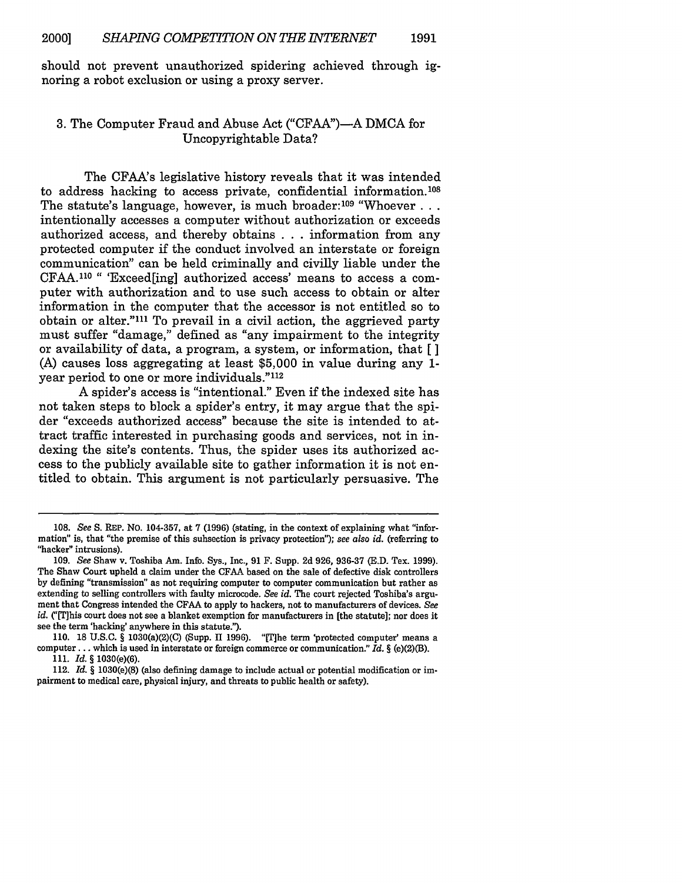should not prevent unauthorized spidering achieved through ignoring a robot exclusion or using a proxy server.

### 3. The Computer Fraud and Abuse Act ("CFAA")—A DMCA for Uncopyrightable Data?

The CFAA's legislative history reveals that it was intended to address hacking to access private, confidential information.[108] The statute's language, however, is much broader:[109] "Whoever . . . intentionally accesses a computer without authorization or exceeds authorized access, and thereby obtains . . . information from any protected computer if the conduct involved an interstate or foreign communication" can be held criminally and civilly liable under the CFAA.[110] " 'Exceed[ing] authorized access' means to access a computer with authorization and to use such access to obtain or alter information in the computer that the accessor is not entitled so to obtain or alter."[111] To prevail in a civil action, the aggrieved party must suffer "damage," defined as "any impairment to the integrity or availability of data, a program, a system, or information, that [ ] (A) causes loss aggregating at least $5,000 in value during any 1-year period to one or more individuals."[112]

A spider's access is "intentional." Even if the indexed site has not taken steps to block a spider's entry, it may argue that the spider "exceeds authorized access" because the site is intended to attract traffic interested in purchasing goods and services, not in indexing the site's contents. Thus, the spider uses its authorized access to the publicly available site to gather information it is not entitled to obtain. This argument is not particularly persuasive. The

---

108. *See* S. REP. NO. 104-357, at 7 (1996) (stating, in the context of explaining what "information" is, that "the premise of this subsection is privacy protection"); *see also id.* (referring to "hacker" intrusions).

109. *See* Shaw v. Toshiba Am. Info. Sys., Inc., 91 F. Supp. 2d 926, 936-37 (E.D. Tex. 1999). The Shaw Court upheld a claim under the CFAA based on the sale of defective disk controllers by defining "transmission" as not requiring computer to computer communication but rather as extending to selling controllers with faulty microcode. *See id.* The court rejected Toshiba's argument that Congress intended the CFAA to apply to hackers, not to manufacturers of devices. *See id.* ("[T]his court does not see a blanket exemption for manufacturers in [the statute]; nor does it see the term 'hacking' anywhere in this statute.").

110. 18 U.S.C. § 1030(a)(2)(C) (Supp. II 1996). "[T]he term 'protected computer' means a computer . . . which is used in interstate or foreign commerce or communication." *Id.* § (e)(2)(B).

111. *Id.* § 1030(e)(6).

112. *Id.* § 1030(e)(8) (also defining damage to include actual or potential modification or impairment to medical care, physical injury, and threats to public health or safety).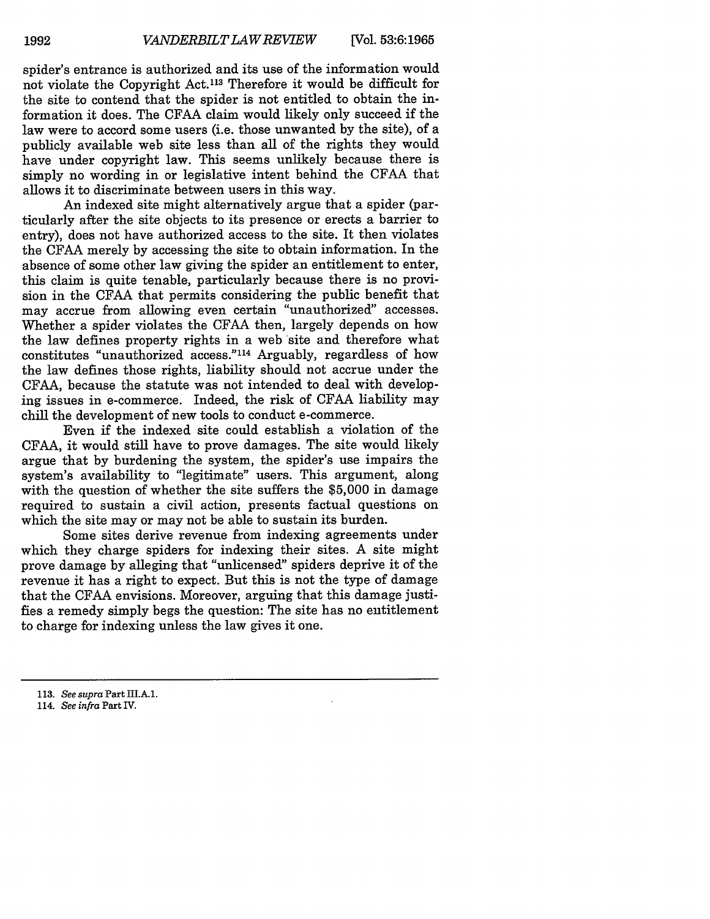spider's entrance is authorized and its use of the information would not violate the Copyright Act.[113] Therefore it would be difficult for the site to contend that the spider is not entitled to obtain the information it does. The CFAA claim would likely only succeed if the law were to accord some users (i.e. those unwanted by the site), of a publicly available web site less than all of the rights they would have under copyright law. This seems unlikely because there is simply no wording in or legislative intent behind the CFAA that allows it to discriminate between users in this way.

An indexed site might alternatively argue that a spider (particularly after the site objects to its presence or erects a barrier to entry), does not have authorized access to the site. It then violates the CFAA merely by accessing the site to obtain information. In the absence of some other law giving the spider an entitlement to enter, this claim is quite tenable, particularly because there is no provision in the CFAA that permits considering the public benefit that may accrue from allowing even certain "unauthorized" accesses. Whether a spider violates the CFAA then, largely depends on how the law defines property rights in a web site and therefore what constitutes "unauthorized access."[114] Arguably, regardless of how the law defines those rights, liability should not accrue under the CFAA, because the statute was not intended to deal with developing issues in e-commerce. Indeed, the risk of CFAA liability may chill the development of new tools to conduct e-commerce.

Even if the indexed site could establish a violation of the CFAA, it would still have to prove damages. The site would likely argue that by burdening the system, the spider's use impairs the system's availability to "legitimate" users. This argument, along with the question of whether the site suffers the $5,000 in damage required to sustain a civil action, presents factual questions on which the site may or may not be able to sustain its burden.

Some sites derive revenue from indexing agreements under which they charge spiders for indexing their sites. A site might prove damage by alleging that "unlicensed" spiders deprive it of the revenue it has a right to expect. But this is not the type of damage that the CFAA envisions. Moreover, arguing that this damage justifies a remedy simply begs the question: The site has no entitlement to charge for indexing unless the law gives it one.

---

113. *See supra* Part III.A.1.

114. *See infra* Part IV.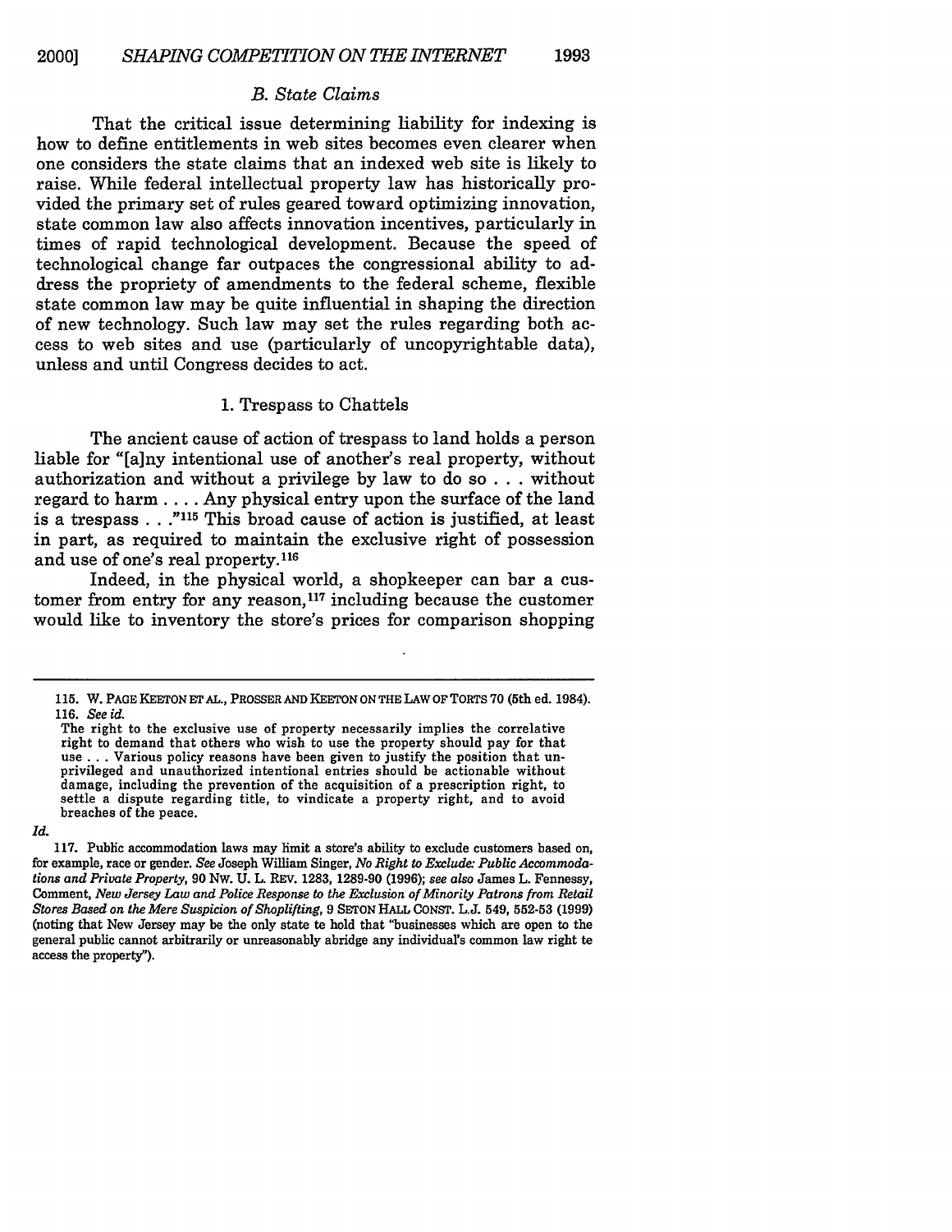### *B. State Claims*

That the critical issue determining liability for indexing is how to define entitlements in web sites becomes even clearer when one considers the state claims that an indexed web site is likely to raise. While federal intellectual property law has historically provided the primary set of rules geared toward optimizing innovation, state common law also affects innovation incentives, particularly in times of rapid technological development. Because the speed of technological change far outpaces the congressional ability to address the propriety of amendments to the federal scheme, flexible state common law may be quite influential in shaping the direction of new technology. Such law may set the rules regarding both access to web sites and use (particularly of uncopyrightable data), unless and until Congress decides to act.

#### 1. Trespass to Chattels

The ancient cause of action of trespass to land holds a person liable for "[a]ny intentional use of another's real property, without authorization and without a privilege by law to do so . . . without regard to harm . . . . Any physical entry upon the surface of the land is a trespass . . ."[115] This broad cause of action is justified, at least in part, as required to maintain the exclusive right of possession and use of one's real property.[116]

Indeed, in the physical world, a shopkeeper can bar a customer from entry for any reason,[117] including because the customer would like to inventory the store's prices for comparison shopping

---

115. W. PAGE KEETON ET AL., PROSSER AND KEETON ON THE LAW OF TORTS 70 (5th ed. 1984).

116. *See id.*

> The right to the exclusive use of property necessarily implies the correlative right to demand that others who wish to use the property should pay for that use . . . Various policy reasons have been given to justify the position that unprivileged and unauthorized intentional entries should be actionable without damage, including the prevention of the acquisition of a prescription right, to settle a dispute regarding title, to vindicate a property right, and to avoid breaches of the peace.

*Id.*

117. Public accommodation laws may limit a store's ability to exclude customers based on, for example, race or gender. *See* Joseph William Singer, *No Right to Exclude: Public Accommodations and Private Property*, 90 NW. U. L. REV. 1283, 1289-90 (1996); *see also* James L. Fennessy, Comment, *New Jersey Law and Police Response to the Exclusion of Minority Patrons from Retail Stores Based on the Mere Suspicion of Shoplifting*, 9 SETON HALL CONST. L.J. 549, 552-53 (1999) (noting that New Jersey may be the only state te hold that "businesses which are open to the general public cannot arbitrarily or unreasonably abridge any individual's common law right te access the property").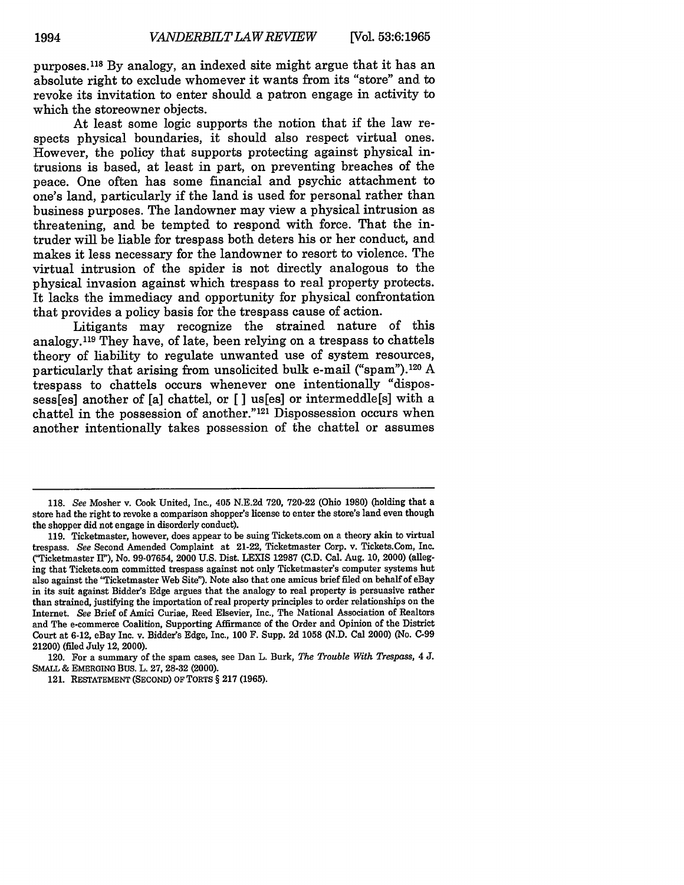purposes.[118] By analogy, an indexed site might argue that it has an absolute right to exclude whomever it wants from its "store" and to revoke its invitation to enter should a patron engage in activity to which the storeowner objects.

At least some logic supports the notion that if the law respects physical boundaries, it should also respect virtual ones. However, the policy that supports protecting against physical intrusions is based, at least in part, on preventing breaches of the peace. One often has some financial and psychic attachment to one's land, particularly if the land is used for personal rather than business purposes. The landowner may view a physical intrusion as threatening, and be tempted to respond with force. That the intruder will be liable for trespass both deters his or her conduct, and makes it less necessary for the landowner to resort to violence. The virtual intrusion of the spider is not directly analogous to the physical invasion against which trespass to real property protects. It lacks the immediacy and opportunity for physical confrontation that provides a policy basis for the trespass cause of action.

Litigants may recognize the strained nature of this analogy.[119] They have, of late, been relying on a trespass to chattels theory of liability to regulate unwanted use of system resources, particularly that arising from unsolicited bulk e-mail ("spam").[120] A trespass to chattels occurs whenever one intentionally "dispossess[es] another of [a] chattel, or [ ] us[es] or intermeddle[s] with a chattel in the possession of another."[121] Dispossession occurs when another intentionally takes possession of the chattel or assumes

---

118. *See* Mosher v. Cook United, Inc., 405 N.E.2d 720, 720-22 (Ohio 1980) (holding that a store had the right to revoke a comparison shopper's license to enter the store's land even though the shopper did not engage in disorderly conduct).

119. Ticketmaster, however, does appear to be suing Tickets.com on a theory akin to virtual trespass. *See* Second Amended Complaint at 21-22, Ticketmaster Corp. v. Tickets.Com, Inc. ("Ticketmaster II"), No. 99-07654, 2000 U.S. Dist. LEXIS 12987 (C.D. Cal. Aug. 10, 2000) (alleging that Tickets.com committed trespass against not only Ticketmaster's computer systems but also against the "Ticketmaster Web Site"). Note also that one amicus brief filed on behalf of eBay in its suit against Bidder's Edge argues that the analogy to real property is persuasive rather than strained, justifying the importation of real property principles to order relationships on the Internet. *See* Brief of Amici Curiae, Reed Elsevier, Inc., The National Association of Realtors and The e-commerce Coalition, Supporting Affirmance of the Order and Opinion of the District Court at 6-12, eBay Inc. v. Bidder's Edge, Inc., 100 F. Supp. 2d 1058 (N.D. Cal 2000) (No. C-99 21200) (filed July 12, 2000).

120. For a summary of the spam cases, see Dan L. Burk, *The Trouble With Trespass*, 4 J. SMALL & EMERGING BUS. L. 27, 28-32 (2000).

121. RESTATEMENT (SECOND) OF TORTS § 217 (1965).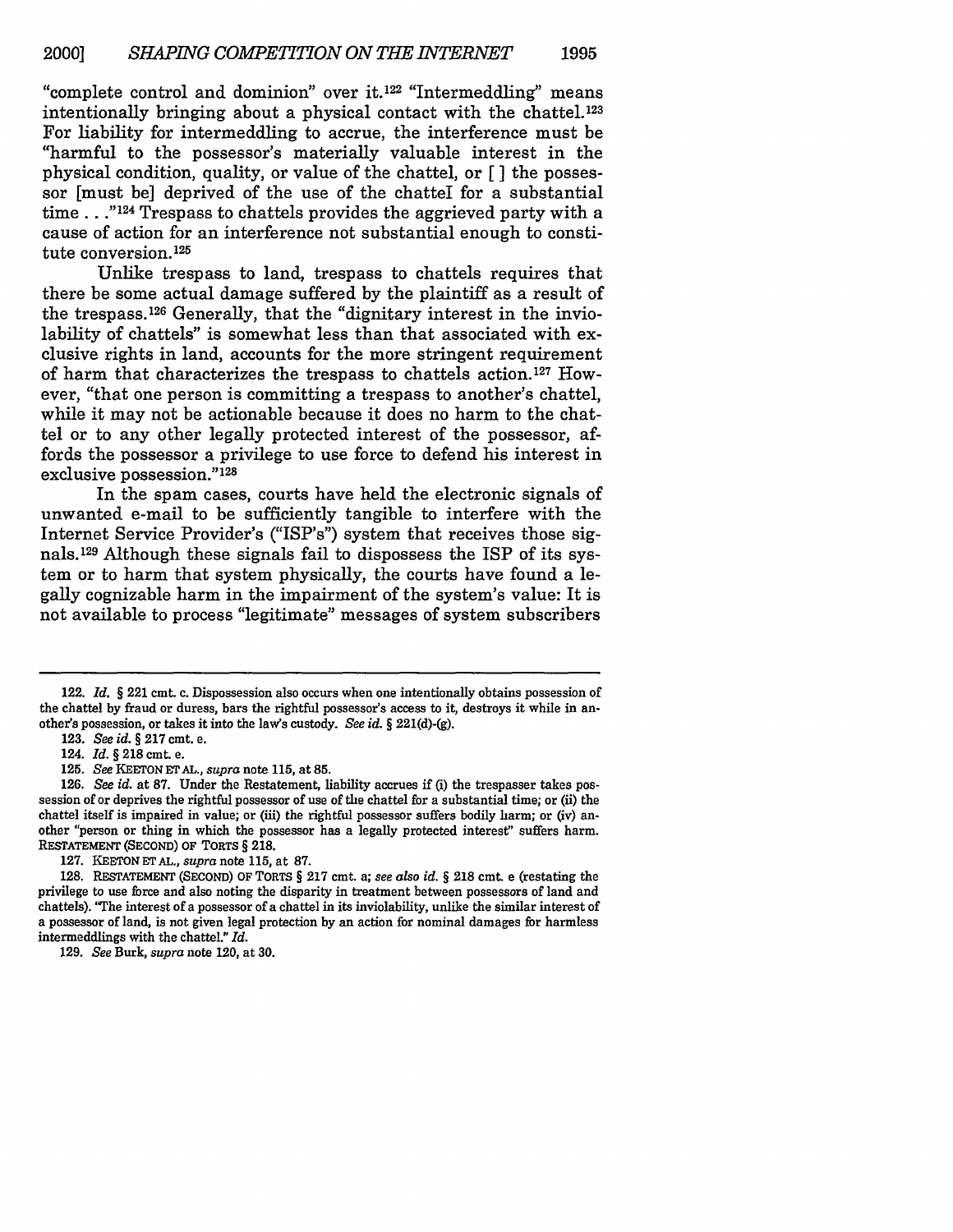"complete control and dominion" over it.[122] "Intermeddling" means intentionally bringing about a physical contact with the chattel.[123] For liability for intermeddling to accrue, the interference must be "harmful to the possessor's materially valuable interest in the physical condition, quality, or value of the chattel, or [ ] the possessor [must be] deprived of the use of the chattel for a substantial time . . ."[124] Trespass to chattels provides the aggrieved party with a cause of action for an interference not substantial enough to constitute conversion.[125]

Unlike trespass to land, trespass to chattels requires that there be some actual damage suffered by the plaintiff as a result of the trespass.[126] Generally, that the "dignitary interest in the inviolability of chattels" is somewhat less than that associated with exclusive rights in land, accounts for the more stringent requirement of harm that characterizes the trespass to chattels action.[127] However, "that one person is committing a trespass to another's chattel, while it may not be actionable because it does no harm to the chattel or to any other legally protected interest of the possessor, affords the possessor a privilege to use force to defend his interest in exclusive possession."[128]

In the spam cases, courts have held the electronic signals of unwanted e-mail to be sufficiently tangible to interfere with the Internet Service Provider's ("ISP's") system that receives those signals.[129] Although these signals fail to dispossess the ISP of its system or to harm that system physically, the courts have found a legally cognizable harm in the impairment of the system's value: It is not available to process "legitimate" messages of system subscribers

---

122. *Id.* § 221 cmt. c. Dispossession also occurs when one intentionally obtains possession of the chattel by fraud or duress, bars the rightful possessor's access to it, destroys it while in another's possession, or takes it into the law's custody. *See id.* § 221(d)-(g).

123. *See id.* § 217 cmt. e.

124. *Id.* § 218 cmt. e.

125. *See* KEETON ET AL., *supra* note 115, at 85.

126. *See id.* at 87. Under the Restatement, liability accrues if (i) the trespasser takes possession of or deprives the rightful possessor of use of the chattel for a substantial time; or (ii) the chattel itself is impaired in value; or (iii) the rightful possessor suffers bodily harm; or (iv) another "person or thing in which the possessor has a legally protected interest" suffers harm. RESTATEMENT (SECOND) OF TORTS § 218.

127. KEETON ET AL., *supra* note 115, at 87.

128. RESTATEMENT (SECOND) OF TORTS § 217 cmt. a; *see also id.* § 218 cmt. e (restating the privilege to use force and also noting the disparity in treatment between possessors of land and chattels). "The interest of a possessor of a chattel in its inviolability, unlike the similar interest of a possessor of land, is not given legal protection by an action for nominal damages for harmless intermeddlings with the chattel." *Id.*

129. *See* Burk, *supra* note 120, at 30.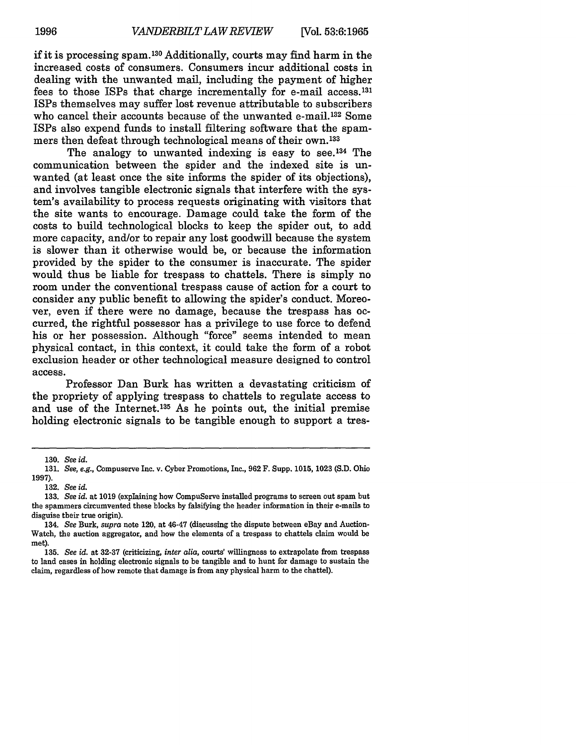if it is processing spam.[130] Additionally, courts may find harm in the increased costs of consumers. Consumers incur additional costs in dealing with the unwanted mail, including the payment of higher fees to those ISPs that charge incrementally for e-mail access.[131] ISPs themselves may suffer lost revenue attributable to subscribers who cancel their accounts because of the unwanted e-mail.[132] Some ISPs also expend funds to install filtering software that the spammers then defeat through technological means of their own.[133]

The analogy to unwanted indexing is easy to see.[134] The communication between the spider and the indexed site is unwanted (at least once the site informs the spider of its objections), and involves tangible electronic signals that interfere with the system's availability to process requests originating with visitors that the site wants to encourage. Damage could take the form of the costs to build technological blocks to keep the spider out, to add more capacity, and/or to repair any lost goodwill because the system is slower than it otherwise would be, or because the information provided by the spider to the consumer is inaccurate. The spider would thus be liable for trespass to chattels. There is simply no room under the conventional trespass cause of action for a court to consider any public benefit to allowing the spider's conduct. Moreover, even if there were no damage, because the trespass has occurred, the rightful possessor has a privilege to use force to defend his or her possession. Although "force" seems intended to mean physical contact, in this context, it could take the form of a robot exclusion header or other technological measure designed to control access.

Professor Dan Burk has written a devastating criticism of the propriety of applying trespass to chattels to regulate access to and use of the Internet.[135] As he points out, the initial premise holding electronic signals to be tangible enough to support a tres-

---

130. *See id.*

131. *See, e.g.*, Compuserve Inc. v. Cyber Promotions, Inc., 962 F. Supp. 1015, 1023 (S.D. Ohio 1997).

132. *See id.*

133. *See id.* at 1019 (explaining how CompuServe installed programs to screen out spam but the spammers circumvented these blocks by falsifying the header information in their e-mails to disguise their true origin).

134. *See* Burk, *supra* note 120, at 46-47 (discussing the dispute between eBay and AuctionWatch, the auction aggregator, and how the elements of a trespass to chattels claim would be met).

135. *See id.* at 32-37 (criticizing, *inter alia*, courts' willingness to extrapolate from trespass to land cases in holding electronic signals to be tangible and to hunt for damage to sustain the claim, regardless of how remote that damage is from any physical harm to the chattel).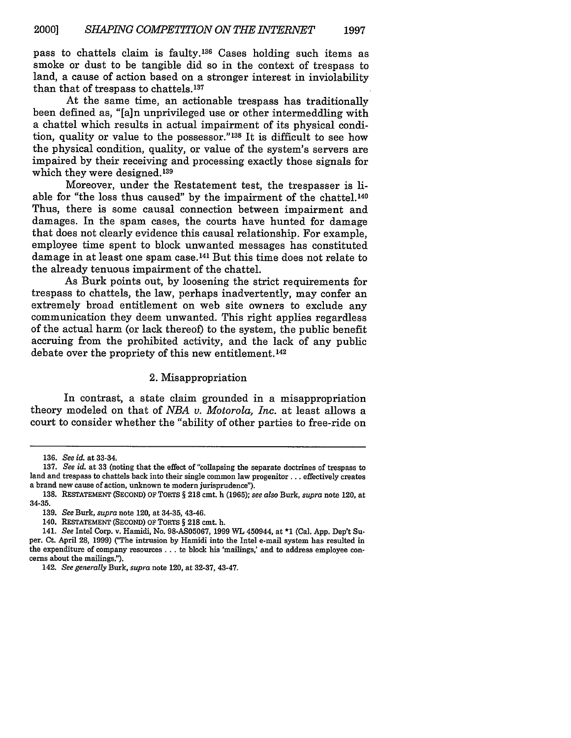pass to chattels claim is faulty.[136] Cases holding such items as smoke or dust to be tangible did so in the context of trespass to land, a cause of action based on a stronger interest in inviolability than that of trespass to chattels.[137]

At the same time, an actionable trespass has traditionally been defined as, "[a]n unprivileged use or other intermeddling with a chattel which results in actual impairment of its physical condition, quality or value to the possessor."[138] It is difficult to see how the physical condition, quality, or value of the system's servers are impaired by their receiving and processing exactly those signals for which they were designed.[139]

Moreover, under the Restatement test, the trespasser is liable for "the loss thus caused" by the impairment of the chattel.[140] Thus, there is some causal connection between impairment and damages. In the spam cases, the courts have hunted for damage that does not clearly evidence this causal relationship. For example, employee time spent to block unwanted messages has constituted damage in at least one spam case.[141] But this time does not relate to the already tenuous impairment of the chattel.

As Burk points out, by loosening the strict requirements for trespass to chattels, the law, perhaps inadvertently, may confer an extremely broad entitlement on web site owners to exclude any communication they deem unwanted. This right applies regardless of the actual harm (or lack thereof) to the system, the public benefit accruing from the prohibited activity, and the lack of any public debate over the propriety of this new entitlement.[142]

### 2. Misappropriation

In contrast, a state claim grounded in a misappropriation theory modeled on that of *NBA v. Motorola, Inc.* at least allows a court to consider whether the "ability of other parties to free-ride on

---

136. *See id.* at 33-34.

137. *See id.* at 33 (noting that the effect of "collapsing the separate doctrines of trespass to land and trespass to chattels back into their single common law progenitor . . . effectively creates a brand new cause of action, unknown te modern jurisprudence").

138. RESTATEMENT (SECOND) OF TORTS § 218 cmt. h (1965); *see also* Burk, *supra* note 120, at 34-35.

139. *See* Burk, *supra* note 120, at 34-35, 43-46.

140. RESTATEMENT (SECOND) OF TORTS § 218 cmt. h.

141. *See* Intel Corp. v. Hamidi, No. 98-AS05067, 1999 WL 450944, at *1 (Cal. App. Dep't Super. Ct. April 28, 1999) ("The intrusion by Hamidi into the Intel e-mail system has resulted in the expenditure of company resources . . . te block his 'mailings,' and to address employee concerns about the mailings.").

142. *See generally* Burk, *supra* note 120, at 32-37, 43-47.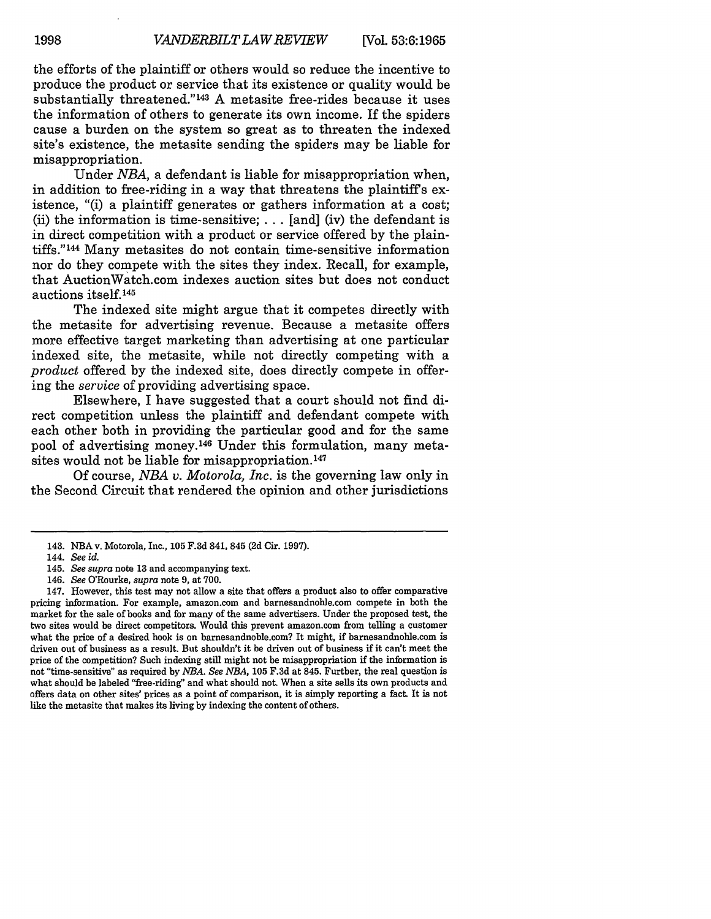the efforts of the plaintiff or others would so reduce the incentive to produce the product or service that its existence or quality would be substantially threatened."[143] A metasite free-rides because it uses the information of others to generate its own income. If the spiders cause a burden on the system so great as to threaten the indexed site's existence, the metasite sending the spiders may be liable for misappropriation.

Under *NBA*, a defendant is liable for misappropriation when, in addition to free-riding in a way that threatens the plaintiff's existence, "(i) a plaintiff generates or gathers information at a cost; (ii) the information is time-sensitive; . . . [and] (iv) the defendant is in direct competition with a product or service offered by the plaintiffs."[144] Many metasites do not contain time-sensitive information nor do they compete with the sites they index. Recall, for example, that AuctionWatch.com indexes auction sites but does not conduct auctions itself.[145]

The indexed site might argue that it competes directly with the metasite for advertising revenue. Because a metasite offers more effective target marketing than advertising at one particular indexed site, the metasite, while not directly competing with a *product* offered by the indexed site, does directly compete in offering the *service* of providing advertising space.

Elsewhere, I have suggested that a court should not find direct competition unless the plaintiff and defendant compete with each other both in providing the particular good and for the same pool of advertising money.[146] Under this formulation, many metasites would not be liable for misappropriation.[147]

Of course, *NBA v. Motorola, Inc.* is the governing law only in the Second Circuit that rendered the opinion and other jurisdictions

---

143. NBA v. Motorola, Inc., 105 F.3d 841, 845 (2d Cir. 1997).

144. *See id.*

145. *See supra* note 13 and accompanying text.

146. *See* O'Rourke, *supra* note 9, at 700.

147. However, this test may not allow a site that offers a product also to offer comparative pricing information. For example, amazon.com and barnesandnoble.com compete in both the market for the sale of books and for many of the same advertisers. Under the proposed test, the two sites would be direct competitors. Would this prevent amazon.com from telling a customer what the price of a desired book is on barnesandnoble.com? It might, if barnesandnoble.com is driven out of business as a result. But shouldn't it be driven out of business if it can't meet the price of the competition? Such indexing still might not be misappropriation if the information is not "time-sensitive" as required by *NBA*. *See NBA*, 105 F.3d at 845. Further, the real question is what should be labeled "free-riding" and what should not. When a site sells its own products and offers data on other sites' prices as a point of comparison, it is simply reporting a fact. It is not like the metasite that makes its living by indexing the content of others.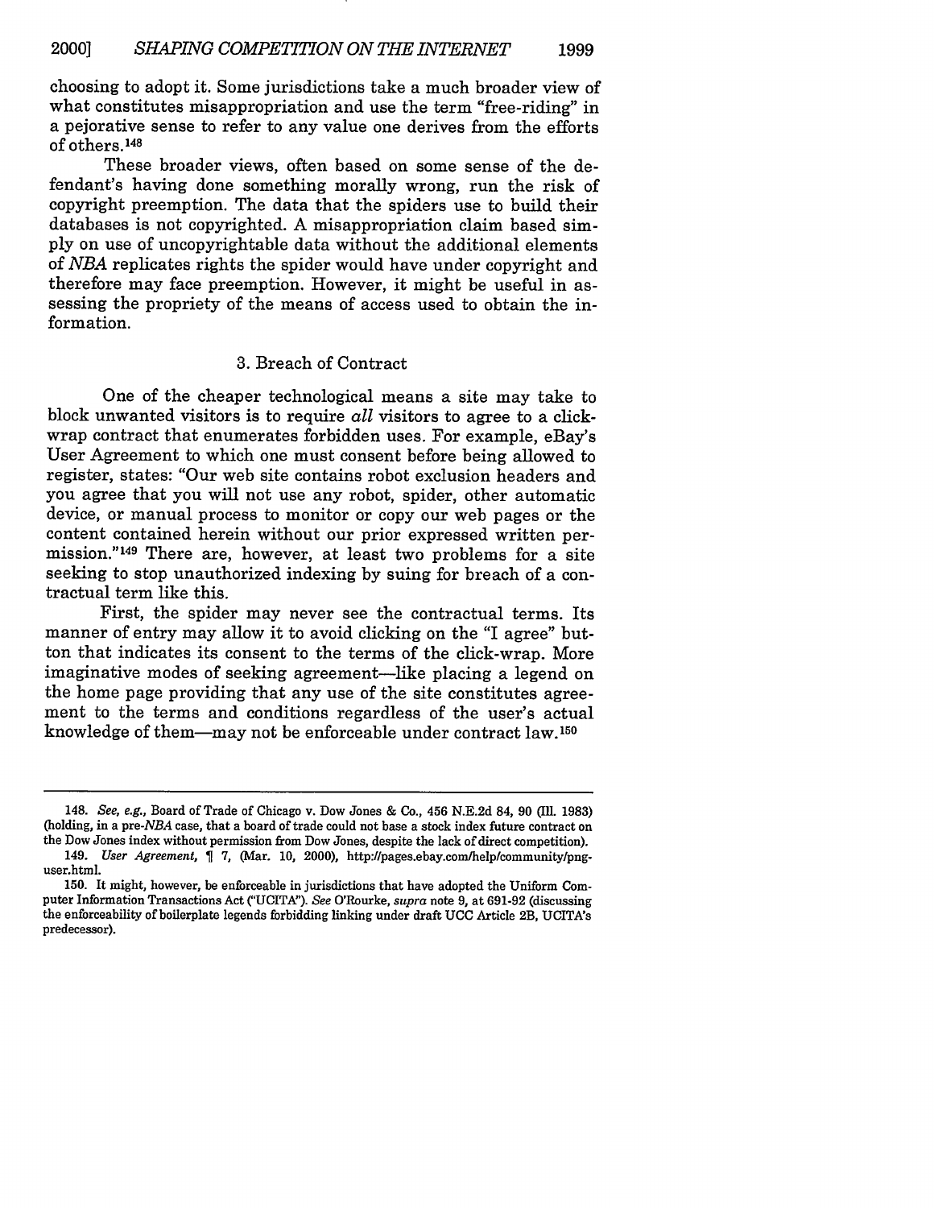choosing to adopt it. Some jurisdictions take a much broader view of what constitutes misappropriation and use the term "free-riding" in a pejorative sense to refer to any value one derives from the efforts of others.[148]

These broader views, often based on some sense of the defendant's having done something morally wrong, run the risk of copyright preemption. The data that the spiders use to build their databases is not copyrighted. A misappropriation claim based simply on use of uncopyrightable data without the additional elements of *NBA* replicates rights the spider would have under copyright and therefore may face preemption. However, it might be useful in assessing the propriety of the means of access used to obtain the information.

### 3. Breach of Contract

One of the cheaper technological means a site may take to block unwanted visitors is to require *all* visitors to agree to a click-wrap contract that enumerates forbidden uses. For example, eBay's User Agreement to which one must consent before being allowed to register, states: "Our web site contains robot exclusion headers and you agree that you will not use any robot, spider, other automatic device, or manual process to monitor or copy our web pages or the content contained herein without our prior expressed written permission."[149] There are, however, at least two problems for a site seeking to stop unauthorized indexing by suing for breach of a contractual term like this.

First, the spider may never see the contractual terms. Its manner of entry may allow it to avoid clicking on the "I agree" button that indicates its consent to the terms of the click-wrap. More imaginative modes of seeking agreement—like placing a legend on the home page providing that any use of the site constitutes agreement to the terms and conditions regardless of the user's actual knowledge of them—may not be enforceable under contract law.[150]

---

148. *See, e.g.,* Board of Trade of Chicago v. Dow Jones & Co., 456 N.E.2d 84, 90 (Ill. 1983) (holding, in a pre-*NBA* case, that a board of trade could not base a stock index future contract on the Dow Jones index without permission from Dow Jones, despite the lack of direct competition).

149. *User Agreement,* ¶ 7, (Mar. 10, 2000), http://pages.ebay.com/help/community/png-user.html.

150. It might, however, be enforceable in jurisdictions that have adopted the Uniform Computer Information Transactions Act ("UCITA"). *See* O'Rourke, *supra* note 9, at 691-92 (discussing the enforceability of boilerplate legends forbidding linking under draft UCC Article 2B, UCITA's predecessor).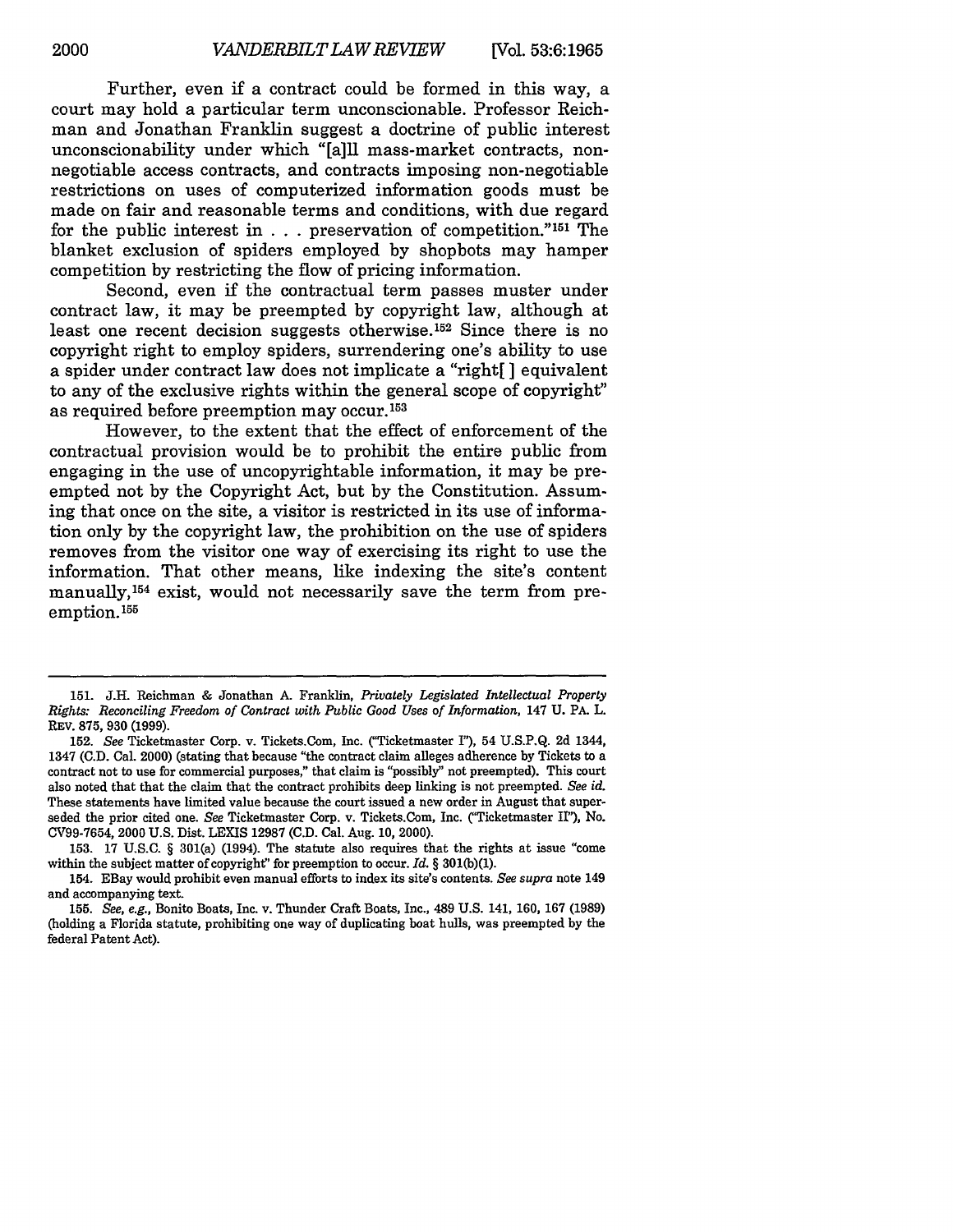Further, even if a contract could be formed in this way, a court may hold a particular term unconscionable. Professor Reichman and Jonathan Franklin suggest a doctrine of public interest unconscionability under which "[a]ll mass-market contracts, non-negotiable access contracts, and contracts imposing non-negotiable restrictions on uses of computerized information goods must be made on fair and reasonable terms and conditions, with due regard for the public interest in . . . preservation of competition."[151] The blanket exclusion of spiders employed by shopbots may hamper competition by restricting the flow of pricing information.

Second, even if the contractual term passes muster under contract law, it may be preempted by copyright law, although at least one recent decision suggests otherwise.[152] Since there is no copyright right to employ spiders, surrendering one's ability to use a spider under contract law does not implicate a "right[ ] equivalent to any of the exclusive rights within the general scope of copyright" as required before preemption may occur.[153]

However, to the extent that the effect of enforcement of the contractual provision would be to prohibit the entire public from engaging in the use of uncopyrightable information, it may be preempted not by the Copyright Act, but by the Constitution. Assuming that once on the site, a visitor is restricted in its use of information only by the copyright law, the prohibition on the use of spiders removes from the visitor one way of exercising its right to use the information. That other means, like indexing the site's content manually,[154] exist, would not necessarily save the term from preemption.[155]

---

151. J.H. Reichman & Jonathan A. Franklin, *Privately Legislated Intellectual Property Rights: Reconciling Freedom of Contract with Public Good Uses of Information*, 147 U. PA. L. REV. 875, 930 (1999).

152. *See* Ticketmaster Corp. v. Tickets.Com, Inc. ("Ticketmaster I"), 54 U.S.P.Q. 2d 1344, 1347 (C.D. Cal. 2000) (stating that because "the contract claim alleges adherence by Tickets to a contract not to use for commercial purposes," that claim is "possibly" not preempted). This court also noted that that the claim that the contract prohibits deep linking is not preempted. *See id.* These statements have limited value because the court issued a new order in August that superseded the prior cited one. *See* Ticketmaster Corp. v. Tickets.Com, Inc. ("Ticketmaster II"), No. CV99-7654, 2000 U.S. Dist. LEXIS 12987 (C.D. Cal. Aug. 10, 2000).

153. 17 U.S.C. § 301(a) (1994). The statute also requires that the rights at issue "come within the subject matter of copyright" for preemption to occur. *Id.* § 301(b)(1).

154. EBay would prohibit even manual efforts to index its site's contents. *See supra* note 149 and accompanying text.

155. *See, e.g.*, Bonito Boats, Inc. v. Thunder Craft Boats, Inc., 489 U.S. 141, 160, 167 (1989) (holding a Florida statute, prohibiting one way of duplicating boat hulls, was preempted by the federal Patent Act).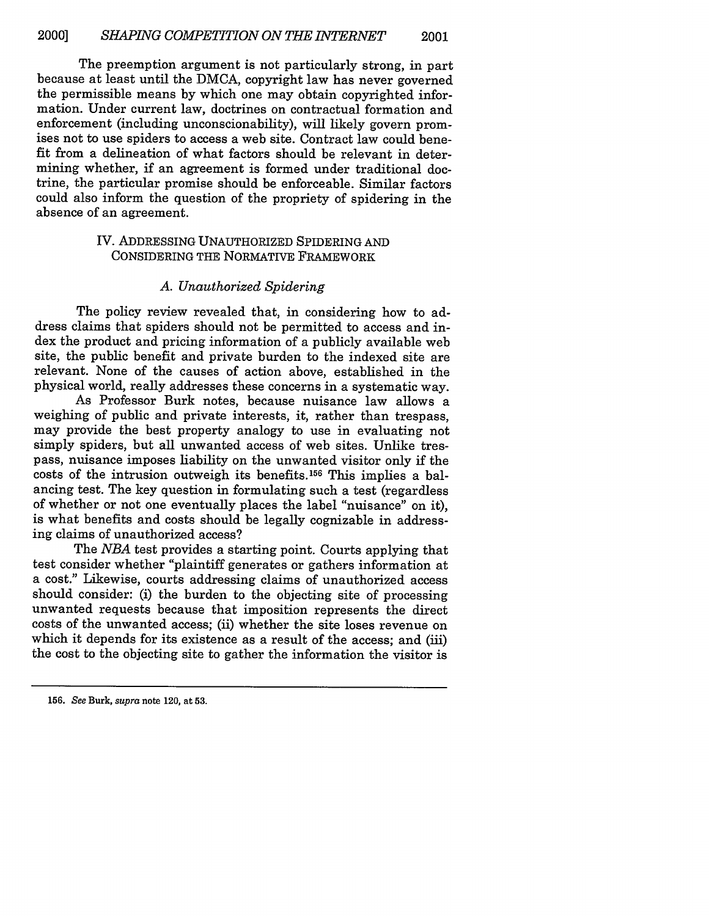The preemption argument is not particularly strong, in part because at least until the DMCA, copyright law has never governed the permissible means by which one may obtain copyrighted information. Under current law, doctrines on contractual formation and enforcement (including unconscionability), will likely govern promises not to use spiders to access a web site. Contract law could benefit from a delineation of what factors should be relevant in determining whether, if an agreement is formed under traditional doctrine, the particular promise should be enforceable. Similar factors could also inform the question of the propriety of spidering in the absence of an agreement.

## IV. ADDRESSING UNAUTHORIZED SPIDERING AND CONSIDERING THE NORMATIVE FRAMEWORK

### *A. Unauthorized Spidering*

The policy review revealed that, in considering how to address claims that spiders should not be permitted to access and index the product and pricing information of a publicly available web site, the public benefit and private burden to the indexed site are relevant. None of the causes of action above, established in the physical world, really addresses these concerns in a systematic way.

As Professor Burk notes, because nuisance law allows a weighing of public and private interests, it, rather than trespass, may provide the best property analogy to use in evaluating not simply spiders, but all unwanted access of web sites. Unlike trespass, nuisance imposes liability on the unwanted visitor only if the costs of the intrusion outweigh its benefits.[156] This implies a balancing test. The key question in formulating such a test (regardless of whether or not one eventually places the label "nuisance" on it), is what benefits and costs should be legally cognizable in addressing claims of unauthorized access?

The *NBA* test provides a starting point. Courts applying that test consider whether "plaintiff generates or gathers information at a cost." Likewise, courts addressing claims of unauthorized access should consider: (i) the burden to the objecting site of processing unwanted requests because that imposition represents the direct costs of the unwanted access; (ii) whether the site loses revenue on which it depends for its existence as a result of the access; and (iii) the cost to the objecting site to gather the information the visitor is

---

156. *See* Burk, *supra* note 120, at 53.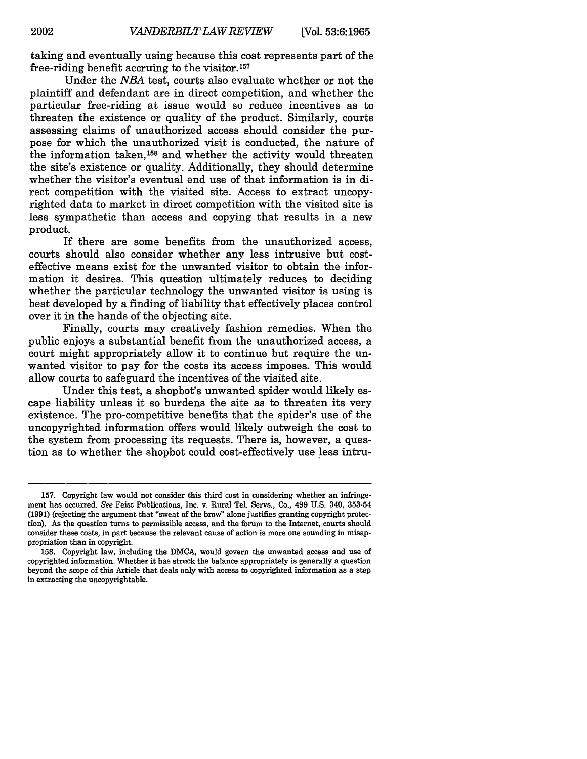taking and eventually using because this cost represents part of the free-riding benefit accruing to the visitor.[157]

Under the *NBA* test, courts also evaluate whether or not the plaintiff and defendant are in direct competition, and whether the particular free-riding at issue would so reduce incentives as to threaten the existence or quality of the product. Similarly, courts assessing claims of unauthorized access should consider the purpose for which the unauthorized visit is conducted, the nature of the information taken,[158] and whether the activity would threaten the site's existence or quality. Additionally, they should determine whether the visitor's eventual end use of that information is in direct competition with the visited site. Access to extract uncopyrighted data to market in direct competition with the visited site is less sympathetic than access and copying that results in a new product.

If there are some benefits from the unauthorized access, courts should also consider whether any less intrusive but cost-effective means exist for the unwanted visitor to obtain the information it desires. This question ultimately reduces to deciding whether the particular technology the unwanted visitor is using is best developed by a finding of liability that effectively places control over it in the hands of the objecting site.

Finally, courts may creatively fashion remedies. When the public enjoys a substantial benefit from the unauthorized access, a court might appropriately allow it to continue but require the unwanted visitor to pay for the costs its access imposes. This would allow courts to safeguard the incentives of the visited site.

Under this test, a shopbot's unwanted spider would likely escape liability unless it so burdens the site as to threaten its very existence. The pro-competitive benefits that the spider's use of the uncopyrighted information offers would likely outweigh the cost to the system from processing its requests. There is, however, a question as to whether the shopbot could cost-effectively use less intru-

---

157. Copyright law would not consider this third cost in considering whether an infringement has occurred. *See* Feist Publications, Inc. v. Rural Tel. Servs., Co., 499 U.S. 340, 353-54 (1991) (rejecting the argument that "sweat of the brow" alone justifies granting copyright protection). As the question turns to permissible access, and the forum to the Internet, courts should consider these costs, in part because the relevant cause of action is more one sounding in misappropriation than in copyright.

158. Copyright law, including the DMCA, would govern the unwanted access and use of copyrighted information. Whether it has struck the balance appropriately is generally a question beyond the scope of this Article that deals only with access to copyrighted information as a step in extracting the uncopyrightable.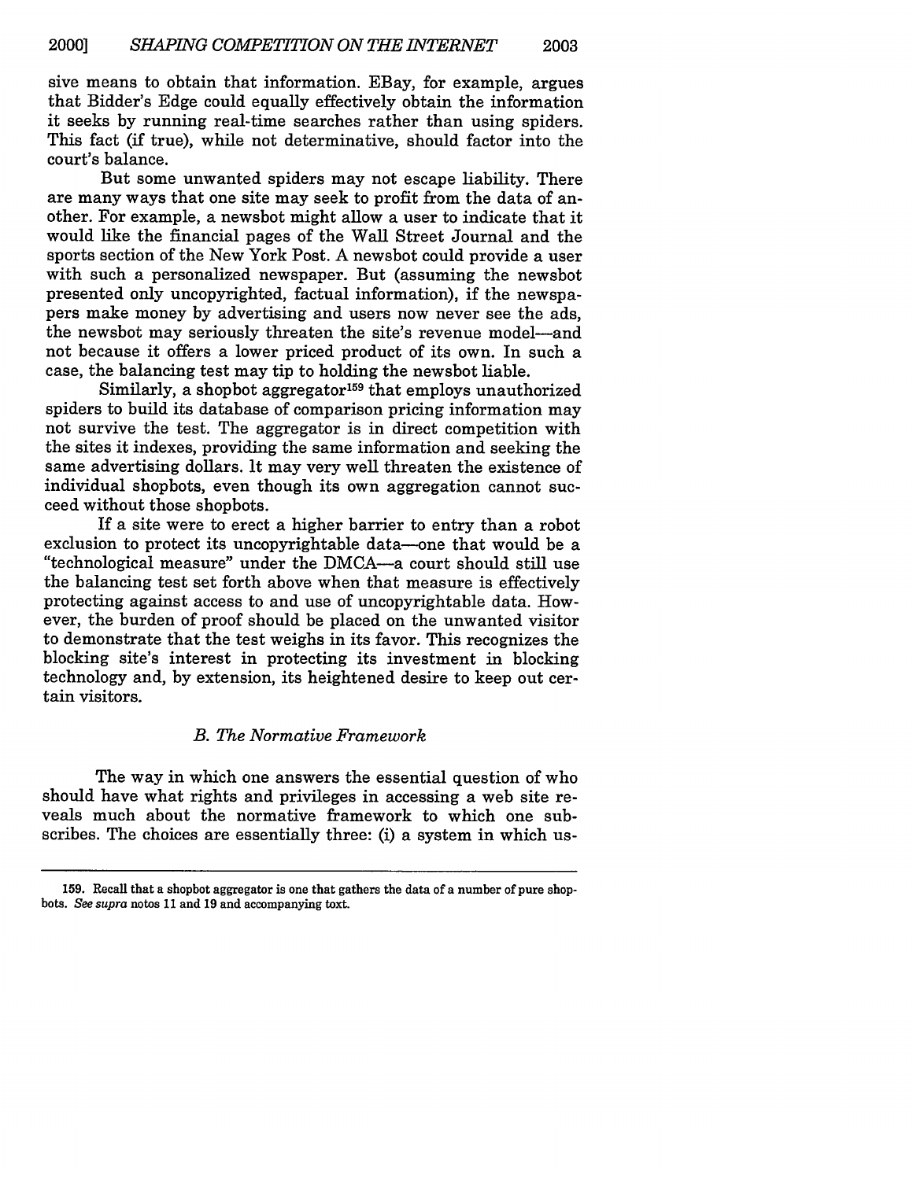sive means to obtain that information. EBay, for example, argues that Bidder's Edge could equally effectively obtain the information it seeks by running real-time searches rather than using spiders. This fact (if true), while not determinative, should factor into the court's balance.

But some unwanted spiders may not escape liability. There are many ways that one site may seek to profit from the data of another. For example, a newsbot might allow a user to indicate that it would like the financial pages of the Wall Street Journal and the sports section of the New York Post. A newsbot could provide a user with such a personalized newspaper. But (assuming the newsbot presented only uncopyrighted, factual information), if the newspapers make money by advertising and users now never see the ads, the newsbot may seriously threaten the site's revenue model—and not because it offers a lower priced product of its own. In such a case, the balancing test may tip to holding the newsbot liable.

Similarly, a shopbot aggregator[159] that employs unauthorized spiders to build its database of comparison pricing information may not survive the test. The aggregator is in direct competition with the sites it indexes, providing the same information and seeking the same advertising dollars. It may very well threaten the existence of individual shopbots, even though its own aggregation cannot succeed without those shopbots.

If a site were to erect a higher barrier to entry than a robot exclusion to protect its uncopyrightable data—one that would be a "technological measure" under the DMCA—a court should still use the balancing test set forth above when that measure is effectively protecting against access to and use of uncopyrightable data. However, the burden of proof should be placed on the unwanted visitor to demonstrate that the test weighs in its favor. This recognizes the blocking site's interest in protecting its investment in blocking technology and, by extension, its heightened desire to keep out certain visitors.

### *B. The Normative Framework*

The way in which one answers the essential question of who should have what rights and privileges in accessing a web site reveals much about the normative framework to which one subscribes. The choices are essentially three: (i) a system in which us-

---

159. Recall that a shopbot aggregator is one that gathers the data of a number of pure shopbots. *See supra* notes 11 and 19 and accompanying text.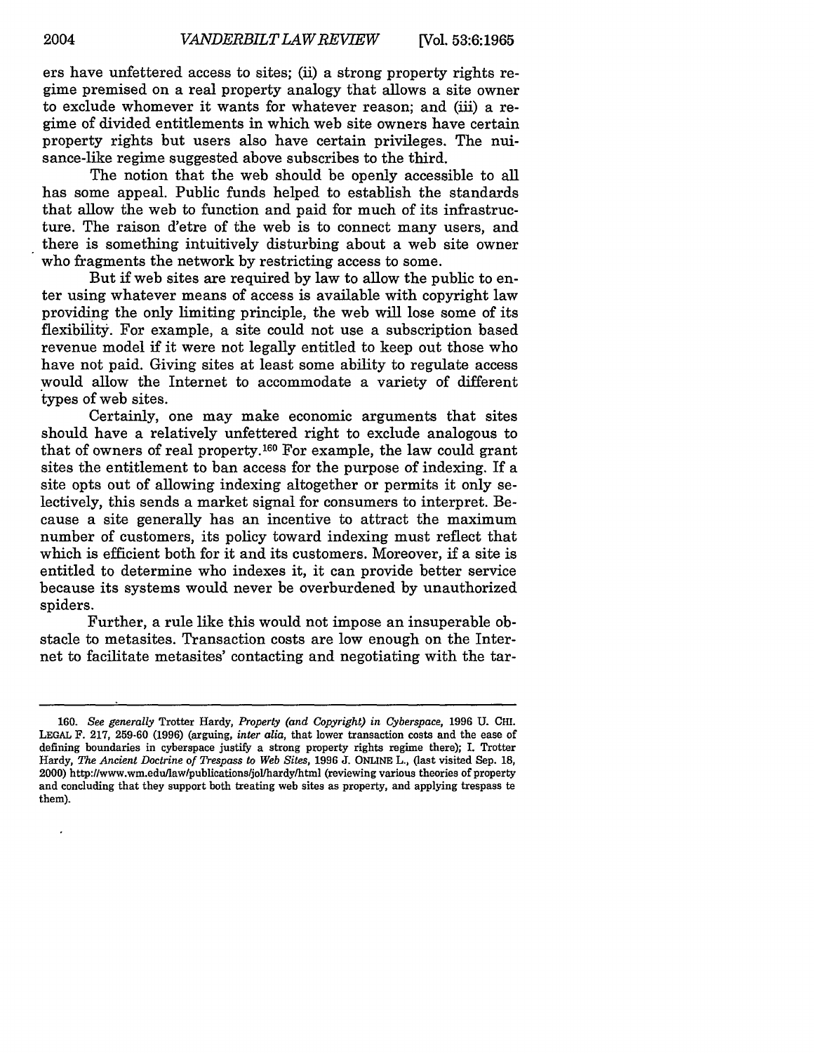ers have unfettered access to sites; (ii) a strong property rights regime premised on a real property analogy that allows a site owner to exclude whomever it wants for whatever reason; and (iii) a regime of divided entitlements in which web site owners have certain property rights but users also have certain privileges. The nuisance-like regime suggested above subscribes to the third.

The notion that the web should be openly accessible to all has some appeal. Public funds helped to establish the standards that allow the web to function and paid for much of its infrastructure. The raison d'etre of the web is to connect many users, and there is something intuitively disturbing about a web site owner who fragments the network by restricting access to some.

But if web sites are required by law to allow the public to enter using whatever means of access is available with copyright law providing the only limiting principle, the web will lose some of its flexibility. For example, a site could not use a subscription based revenue model if it were not legally entitled to keep out those who have not paid. Giving sites at least some ability to regulate access would allow the Internet to accommodate a variety of different types of web sites.

Certainly, one may make economic arguments that sites should have a relatively unfettered right to exclude analogous to that of owners of real property.[160] For example, the law could grant sites the entitlement to ban access for the purpose of indexing. If a site opts out of allowing indexing altogether or permits it only selectively, this sends a market signal for consumers to interpret. Because a site generally has an incentive to attract the maximum number of customers, its policy toward indexing must reflect that which is efficient both for it and its customers. Moreover, if a site is entitled to determine who indexes it, it can provide better service because its systems would never be overburdened by unauthorized spiders.

Further, a rule like this would not impose an insuperable obstacle to metasites. Transaction costs are low enough on the Internet to facilitate metasites' contacting and negotiating with the tar-

---

160. *See generally* Trotter Hardy, *Property (and Copyright) in Cyberspace*, 1996 U. CHI. LEGAL F. 217, 259-60 (1996) (arguing, *inter alia*, that lower transaction costs and the ease of defining boundaries in cyberspace justify a strong property rights regime there); I. Trotter Hardy, *The Ancient Doctrine of Trespass to Web Sites*, 1996 J. ONLINE L., (last visited Sep. 18, 2000) http://www.wm.edu/law/publications/jol/hardy/html (reviewing various theories of property and concluding that they support both treating web sites as property, and applying trespass to them).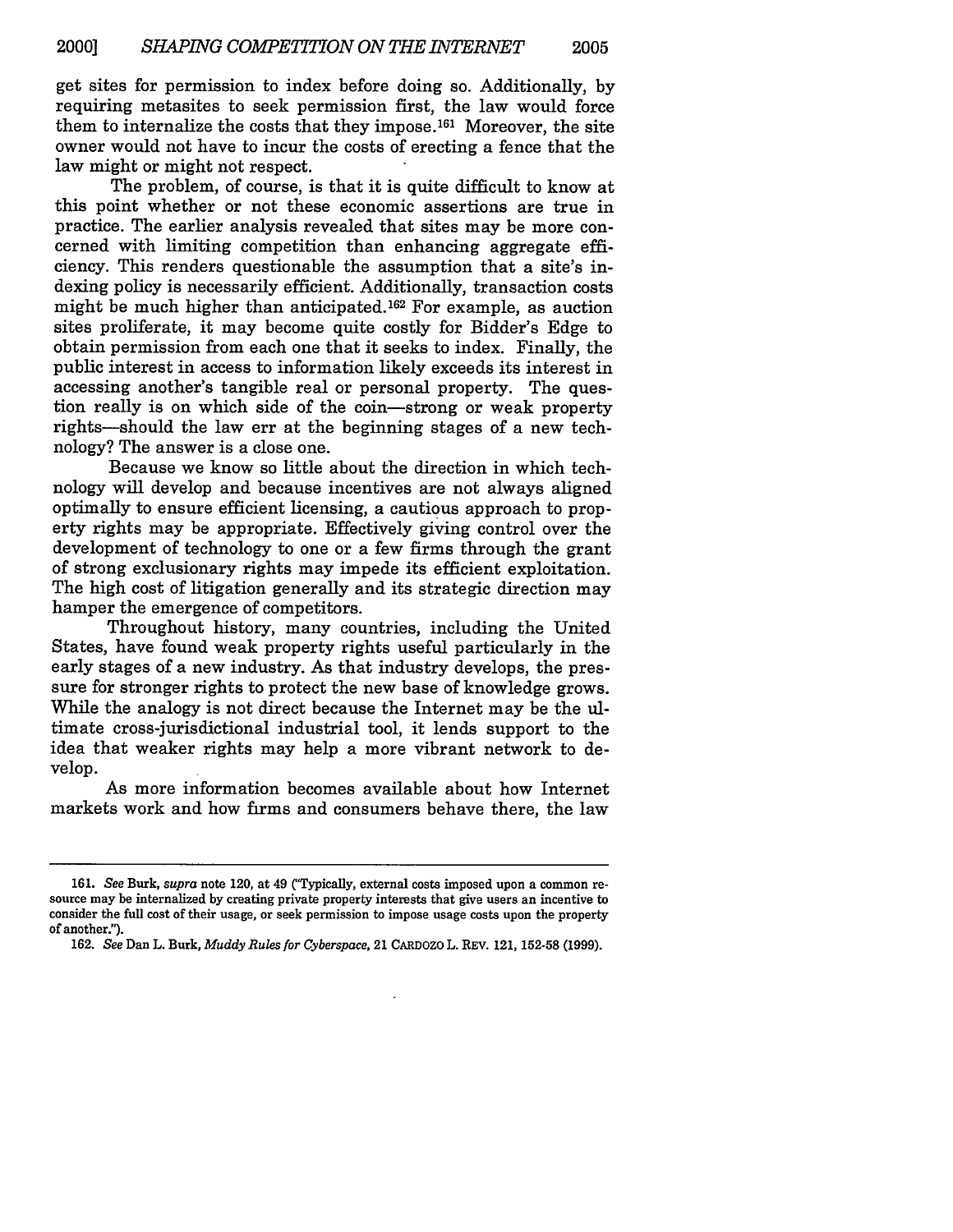get sites for permission to index before doing so. Additionally, by requiring metasites to seek permission first, the law would force them to internalize the costs that they impose.[161] Moreover, the site owner would not have to incur the costs of erecting a fence that the law might or might not respect.

The problem, of course, is that it is quite difficult to know at this point whether or not these economic assertions are true in practice. The earlier analysis revealed that sites may be more concerned with limiting competition than enhancing aggregate efficiency. This renders questionable the assumption that a site's indexing policy is necessarily efficient. Additionally, transaction costs might be much higher than anticipated.[162] For example, as auction sites proliferate, it may become quite costly for Bidder's Edge to obtain permission from each one that it seeks to index. Finally, the public interest in access to information likely exceeds its interest in accessing another's tangible real or personal property. The question really is on which side of the coin—strong or weak property rights—should the law err at the beginning stages of a new technology? The answer is a close one.

Because we know so little about the direction in which technology will develop and because incentives are not always aligned optimally to ensure efficient licensing, a cautious approach to property rights may be appropriate. Effectively giving control over the development of technology to one or a few firms through the grant of strong exclusionary rights may impede its efficient exploitation. The high cost of litigation generally and its strategic direction may hamper the emergence of competitors.

Throughout history, many countries, including the United States, have found weak property rights useful particularly in the early stages of a new industry. As that industry develops, the pressure for stronger rights to protect the new base of knowledge grows. While the analogy is not direct because the Internet may be the ultimate cross-jurisdictional industrial tool, it lends support to the idea that weaker rights may help a more vibrant network to develop.

As more information becomes available about how Internet markets work and how firms and consumers behave there, the law

---

161. *See* Burk, *supra* note 120, at 49 ("Typically, external costs imposed upon a common resource may be internalized by creating private property interests that give users an incentive to consider the full cost of their usage, or seek permission to impose usage costs upon the property of another.").

162. *See* Dan L. Burk, *Muddy Rules for Cyberspace*, 21 CARDOZO L. REV. 121, 152-58 (1999).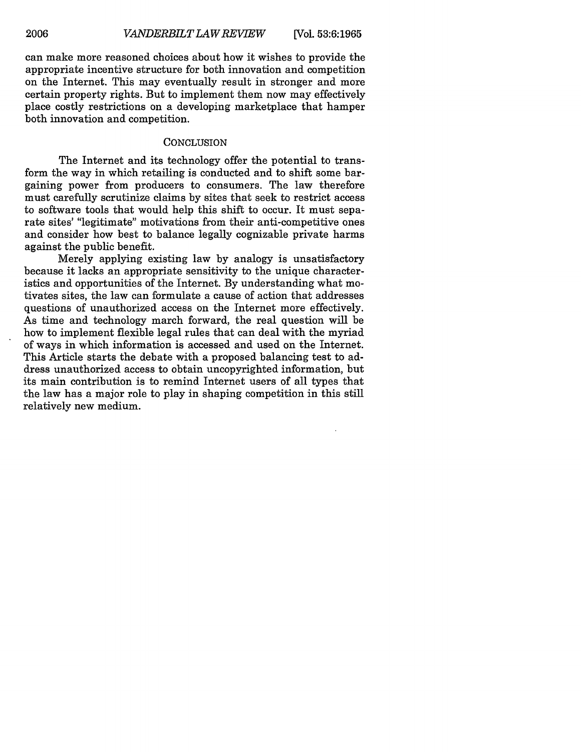can make more reasoned choices about how it wishes to provide the appropriate incentive structure for both innovation and competition on the Internet. This may eventually result in stronger and more certain property rights. But to implement them now may effectively place costly restrictions on a developing marketplace that hamper both innovation and competition.

## CONCLUSION

The Internet and its technology offer the potential to transform the way in which retailing is conducted and to shift some bargaining power from producers to consumers. The law therefore must carefully scrutinize claims by sites that seek to restrict access to software tools that would help this shift to occur. It must separate sites' "legitimate" motivations from their anti-competitive ones and consider how best to balance legally cognizable private harms against the public benefit.

Merely applying existing law by analogy is unsatisfactory because it lacks an appropriate sensitivity to the unique characteristics and opportunities of the Internet. By understanding what motivates sites, the law can formulate a cause of action that addresses questions of unauthorized access on the Internet more effectively. As time and technology march forward, the real question will be how to implement flexible legal rules that can deal with the myriad of ways in which information is accessed and used on the Internet. This Article starts the debate with a proposed balancing test to address unauthorized access to obtain uncopyrighted information, but its main contribution is to remind Internet users of all types that the law has a major role to play in shaping competition in this still relatively new medium.